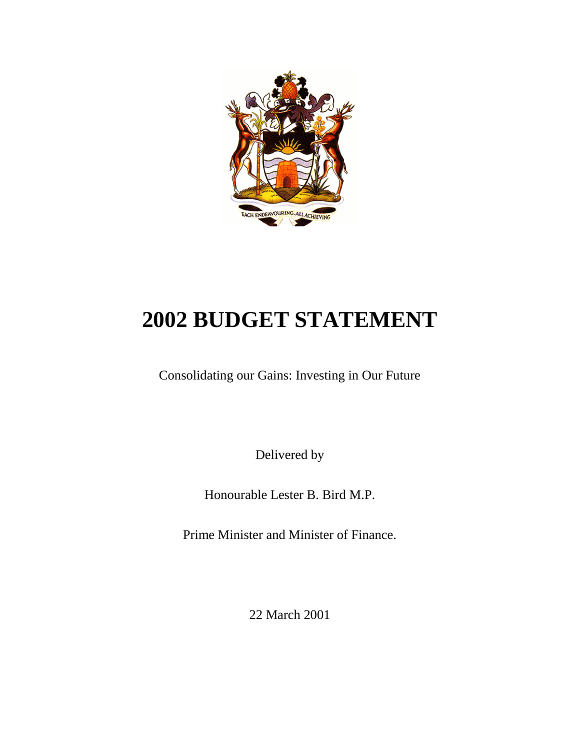EACH ENDEAVOURING, ALL ACHIEVING

# 2002 BUDGET STATEMENT

Consolidating our Gains: Investing in Our Future

Delivered by

Honourable Lester B. Bird M.P.

Prime Minister and Minister of Finance.

22 March 2001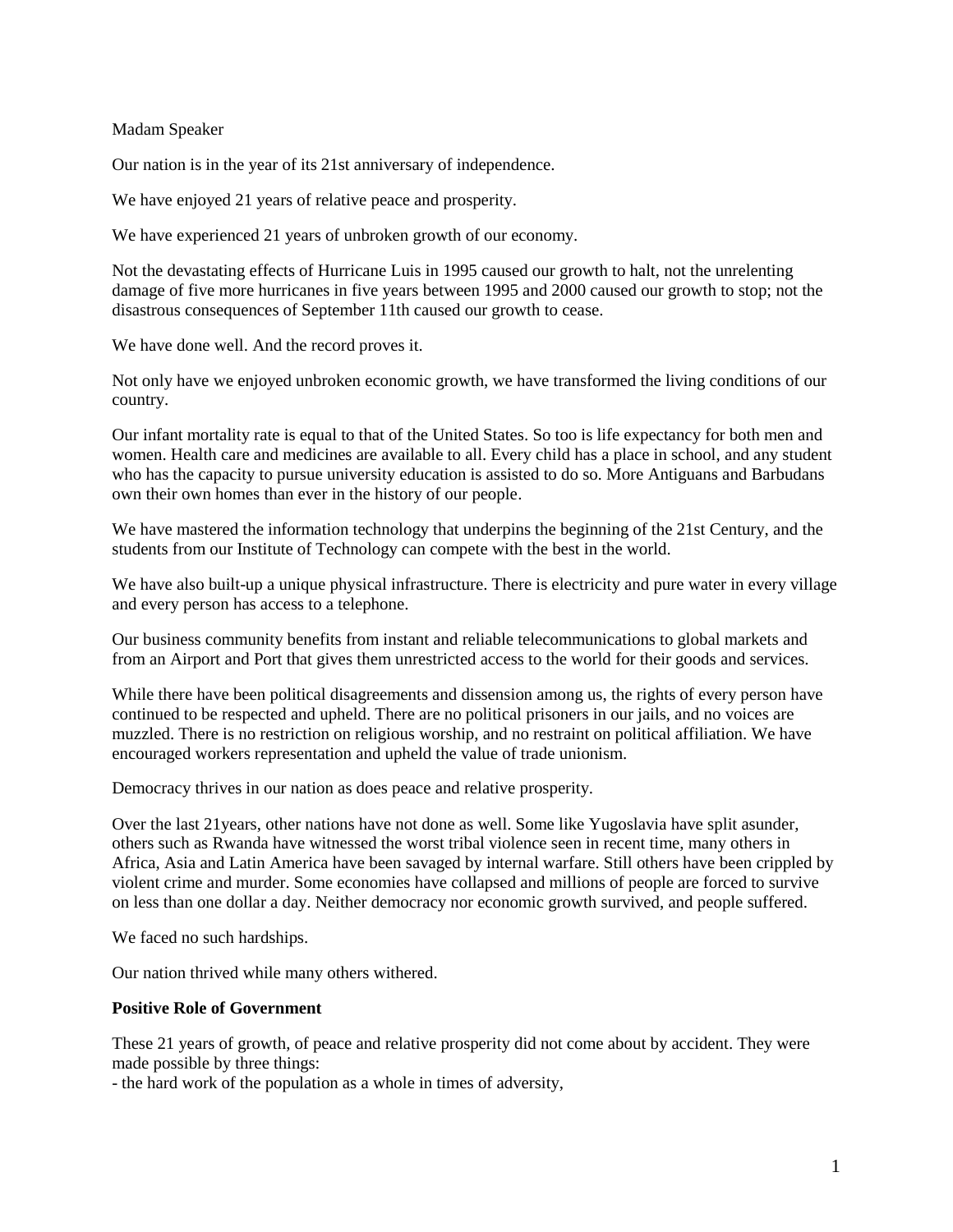Madam Speaker

Our nation is in the year of its 21st anniversary of independence.

We have enjoyed 21 years of relative peace and prosperity.

We have experienced 21 years of unbroken growth of our economy.

Not the devastating effects of Hurricane Luis in 1995 caused our growth to halt, not the unrelenting damage of five more hurricanes in five years between 1995 and 2000 caused our growth to stop; not the disastrous consequences of September 11th caused our growth to cease.

We have done well. And the record proves it.

Not only have we enjoyed unbroken economic growth, we have transformed the living conditions of our country.

Our infant mortality rate is equal to that of the United States. So too is life expectancy for both men and women. Health care and medicines are available to all. Every child has a place in school, and any student who has the capacity to pursue university education is assisted to do so. More Antiguans and Barbudans own their own homes than ever in the history of our people.

We have mastered the information technology that underpins the beginning of the 21st Century, and the students from our Institute of Technology can compete with the best in the world.

We have also built-up a unique physical infrastructure. There is electricity and pure water in every village and every person has access to a telephone.

Our business community benefits from instant and reliable telecommunications to global markets and from an Airport and Port that gives them unrestricted access to the world for their goods and services.

While there have been political disagreements and dissension among us, the rights of every person have continued to be respected and upheld. There are no political prisoners in our jails, and no voices are muzzled. There is no restriction on religious worship, and no restraint on political affiliation. We have encouraged workers representation and upheld the value of trade unionism.

Democracy thrives in our nation as does peace and relative prosperity.

Over the last 21years, other nations have not done as well. Some like Yugoslavia have split asunder, others such as Rwanda have witnessed the worst tribal violence seen in recent time, many others in Africa, Asia and Latin America have been savaged by internal warfare. Still others have been crippled by violent crime and murder. Some economies have collapsed and millions of people are forced to survive on less than one dollar a day. Neither democracy nor economic growth survived, and people suffered.

We faced no such hardships.

Our nation thrived while many others withered.

**Positive Role of Government**

These 21 years of growth, of peace and relative prosperity did not come about by accident. They were made possible by three things:

- the hard work of the population as a whole in times of adversity,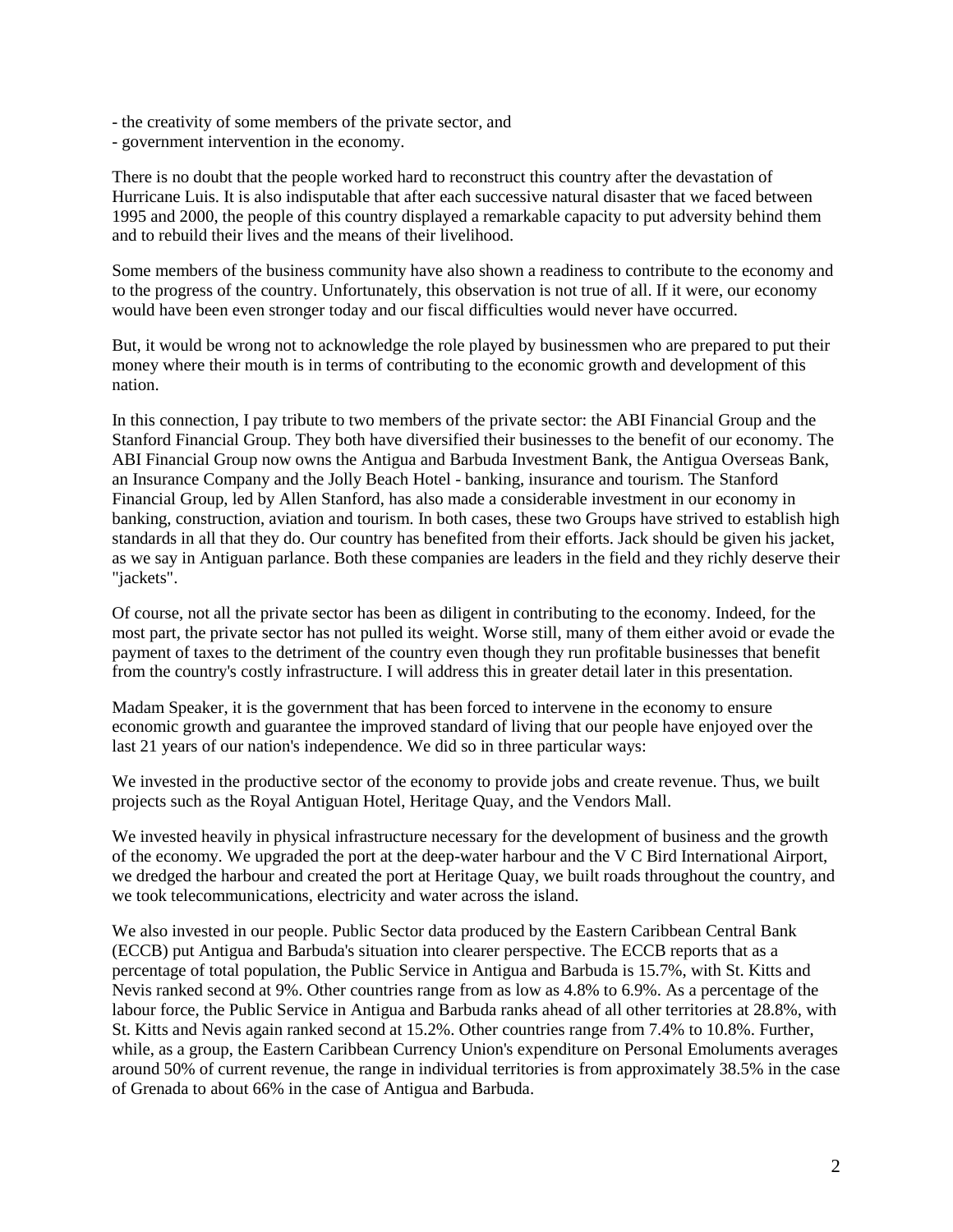- the creativity of some members of the private sector, and
- government intervention in the economy.

There is no doubt that the people worked hard to reconstruct this country after the devastation of Hurricane Luis. It is also indisputable that after each successive natural disaster that we faced between 1995 and 2000, the people of this country displayed a remarkable capacity to put adversity behind them and to rebuild their lives and the means of their livelihood.

Some members of the business community have also shown a readiness to contribute to the economy and to the progress of the country. Unfortunately, this observation is not true of all. If it were, our economy would have been even stronger today and our fiscal difficulties would never have occurred.

But, it would be wrong not to acknowledge the role played by businessmen who are prepared to put their money where their mouth is in terms of contributing to the economic growth and development of this nation.

In this connection, I pay tribute to two members of the private sector: the ABI Financial Group and the Stanford Financial Group. They both have diversified their businesses to the benefit of our economy. The ABI Financial Group now owns the Antigua and Barbuda Investment Bank, the Antigua Overseas Bank, an Insurance Company and the Jolly Beach Hotel - banking, insurance and tourism. The Stanford Financial Group, led by Allen Stanford, has also made a considerable investment in our economy in banking, construction, aviation and tourism. In both cases, these two Groups have strived to establish high standards in all that they do. Our country has benefited from their efforts. Jack should be given his jacket, as we say in Antiguan parlance. Both these companies are leaders in the field and they richly deserve their "jackets".

Of course, not all the private sector has been as diligent in contributing to the economy. Indeed, for the most part, the private sector has not pulled its weight. Worse still, many of them either avoid or evade the payment of taxes to the detriment of the country even though they run profitable businesses that benefit from the country's costly infrastructure. I will address this in greater detail later in this presentation.

Madam Speaker, it is the government that has been forced to intervene in the economy to ensure economic growth and guarantee the improved standard of living that our people have enjoyed over the last 21 years of our nation's independence. We did so in three particular ways:

We invested in the productive sector of the economy to provide jobs and create revenue. Thus, we built projects such as the Royal Antiguan Hotel, Heritage Quay, and the Vendors Mall.

We invested heavily in physical infrastructure necessary for the development of business and the growth of the economy. We upgraded the port at the deep-water harbour and the V C Bird International Airport, we dredged the harbour and created the port at Heritage Quay, we built roads throughout the country, and we took telecommunications, electricity and water across the island.

We also invested in our people. Public Sector data produced by the Eastern Caribbean Central Bank (ECCB) put Antigua and Barbuda's situation into clearer perspective. The ECCB reports that as a percentage of total population, the Public Service in Antigua and Barbuda is 15.7%, with St. Kitts and Nevis ranked second at 9%. Other countries range from as low as 4.8% to 6.9%. As a percentage of the labour force, the Public Service in Antigua and Barbuda ranks ahead of all other territories at 28.8%, with St. Kitts and Nevis again ranked second at 15.2%. Other countries range from 7.4% to 10.8%. Further, while, as a group, the Eastern Caribbean Currency Union's expenditure on Personal Emoluments averages around 50% of current revenue, the range in individual territories is from approximately 38.5% in the case of Grenada to about 66% in the case of Antigua and Barbuda.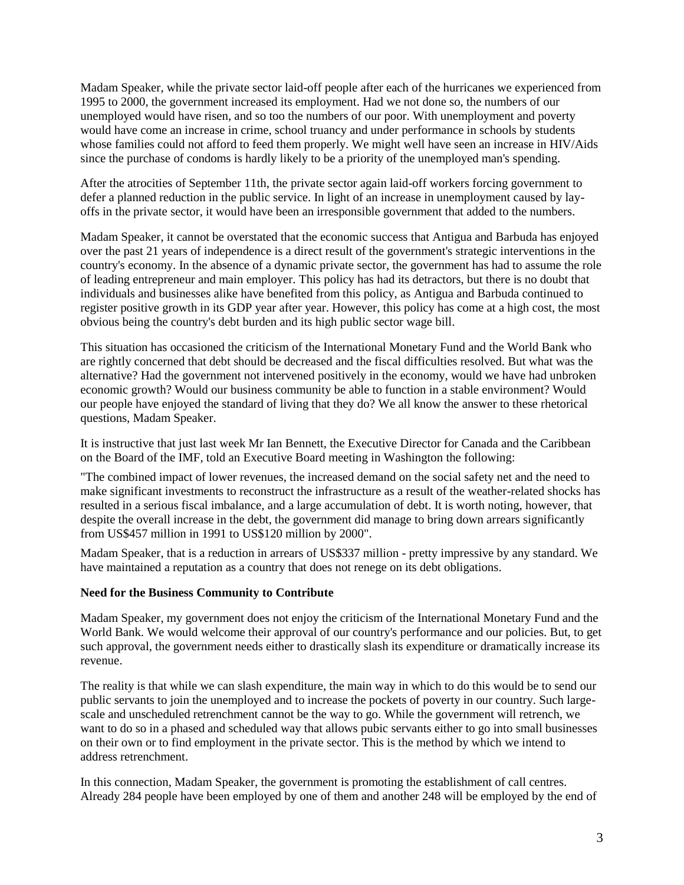Madam Speaker, while the private sector laid-off people after each of the hurricanes we experienced from 1995 to 2000, the government increased its employment. Had we not done so, the numbers of our unemployed would have risen, and so too the numbers of our poor. With unemployment and poverty would have come an increase in crime, school truancy and under performance in schools by students whose families could not afford to feed them properly. We might well have seen an increase in HIV/Aids since the purchase of condoms is hardly likely to be a priority of the unemployed man's spending.

After the atrocities of September 11th, the private sector again laid-off workers forcing government to defer a planned reduction in the public service. In light of an increase in unemployment caused by lay-offs in the private sector, it would have been an irresponsible government that added to the numbers.

Madam Speaker, it cannot be overstated that the economic success that Antigua and Barbuda has enjoyed over the past 21 years of independence is a direct result of the government's strategic interventions in the country's economy. In the absence of a dynamic private sector, the government has had to assume the role of leading entrepreneur and main employer. This policy has had its detractors, but there is no doubt that individuals and businesses alike have benefited from this policy, as Antigua and Barbuda continued to register positive growth in its GDP year after year. However, this policy has come at a high cost, the most obvious being the country's debt burden and its high public sector wage bill.

This situation has occasioned the criticism of the International Monetary Fund and the World Bank who are rightly concerned that debt should be decreased and the fiscal difficulties resolved. But what was the alternative? Had the government not intervened positively in the economy, would we have had unbroken economic growth? Would our business community be able to function in a stable environment? Would our people have enjoyed the standard of living that they do? We all know the answer to these rhetorical questions, Madam Speaker.

It is instructive that just last week Mr Ian Bennett, the Executive Director for Canada and the Caribbean on the Board of the IMF, told an Executive Board meeting in Washington the following:

"The combined impact of lower revenues, the increased demand on the social safety net and the need to make significant investments to reconstruct the infrastructure as a result of the weather-related shocks has resulted in a serious fiscal imbalance, and a large accumulation of debt. It is worth noting, however, that despite the overall increase in the debt, the government did manage to bring down arrears significantly from US$457 million in 1991 to US$120 million by 2000".

Madam Speaker, that is a reduction in arrears of US$337 million - pretty impressive by any standard. We have maintained a reputation as a country that does not renege on its debt obligations.

**Need for the Business Community to Contribute**

Madam Speaker, my government does not enjoy the criticism of the International Monetary Fund and the World Bank. We would welcome their approval of our country's performance and our policies. But, to get such approval, the government needs either to drastically slash its expenditure or dramatically increase its revenue.

The reality is that while we can slash expenditure, the main way in which to do this would be to send our public servants to join the unemployed and to increase the pockets of poverty in our country. Such large-scale and unscheduled retrenchment cannot be the way to go. While the government will retrench, we want to do so in a phased and scheduled way that allows pubic servants either to go into small businesses on their own or to find employment in the private sector. This is the method by which we intend to address retrenchment.

In this connection, Madam Speaker, the government is promoting the establishment of call centres. Already 284 people have been employed by one of them and another 248 will be employed by the end of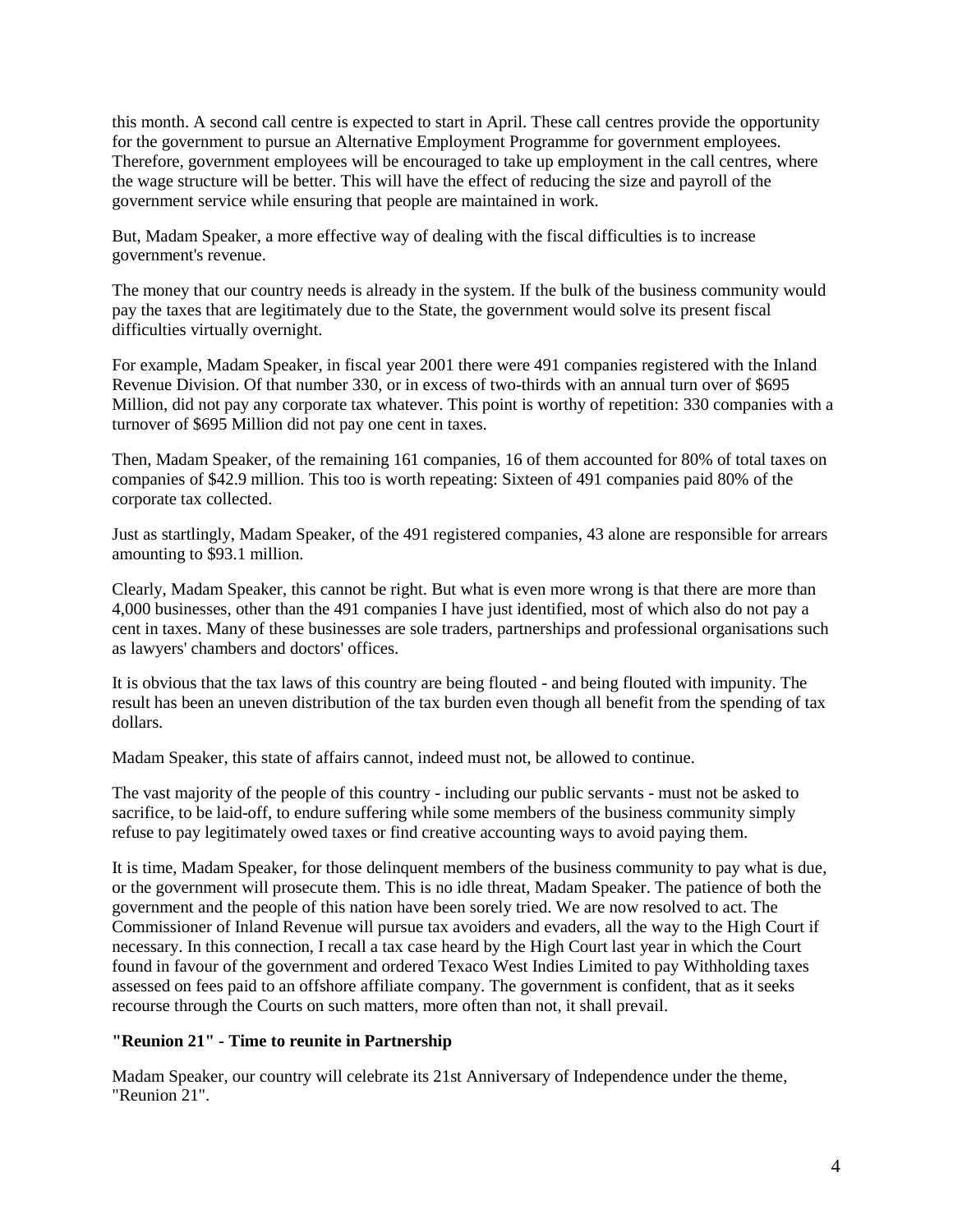this month. A second call centre is expected to start in April. These call centres provide the opportunity for the government to pursue an Alternative Employment Programme for government employees. Therefore, government employees will be encouraged to take up employment in the call centres, where the wage structure will be better. This will have the effect of reducing the size and payroll of the government service while ensuring that people are maintained in work.

But, Madam Speaker, a more effective way of dealing with the fiscal difficulties is to increase government's revenue.

The money that our country needs is already in the system. If the bulk of the business community would pay the taxes that are legitimately due to the State, the government would solve its present fiscal difficulties virtually overnight.

For example, Madam Speaker, in fiscal year 2001 there were 491 companies registered with the Inland Revenue Division. Of that number 330, or in excess of two-thirds with an annual turn over of $695 Million, did not pay any corporate tax whatever. This point is worthy of repetition: 330 companies with a turnover of $695 Million did not pay one cent in taxes.

Then, Madam Speaker, of the remaining 161 companies, 16 of them accounted for 80% of total taxes on companies of $42.9 million. This too is worth repeating: Sixteen of 491 companies paid 80% of the corporate tax collected.

Just as startlingly, Madam Speaker, of the 491 registered companies, 43 alone are responsible for arrears amounting to $93.1 million.

Clearly, Madam Speaker, this cannot be right. But what is even more wrong is that there are more than 4,000 businesses, other than the 491 companies I have just identified, most of which also do not pay a cent in taxes. Many of these businesses are sole traders, partnerships and professional organisations such as lawyers' chambers and doctors' offices.

It is obvious that the tax laws of this country are being flouted - and being flouted with impunity. The result has been an uneven distribution of the tax burden even though all benefit from the spending of tax dollars.

Madam Speaker, this state of affairs cannot, indeed must not, be allowed to continue.

The vast majority of the people of this country - including our public servants - must not be asked to sacrifice, to be laid-off, to endure suffering while some members of the business community simply refuse to pay legitimately owed taxes or find creative accounting ways to avoid paying them.

It is time, Madam Speaker, for those delinquent members of the business community to pay what is due, or the government will prosecute them. This is no idle threat, Madam Speaker. The patience of both the government and the people of this nation have been sorely tried. We are now resolved to act. The Commissioner of Inland Revenue will pursue tax avoiders and evaders, all the way to the High Court if necessary. In this connection, I recall a tax case heard by the High Court last year in which the Court found in favour of the government and ordered Texaco West Indies Limited to pay Withholding taxes assessed on fees paid to an offshore affiliate company. The government is confident, that as it seeks recourse through the Courts on such matters, more often than not, it shall prevail.

**"Reunion 21" - Time to reunite in Partnership**

Madam Speaker, our country will celebrate its 21st Anniversary of Independence under the theme, "Reunion 21".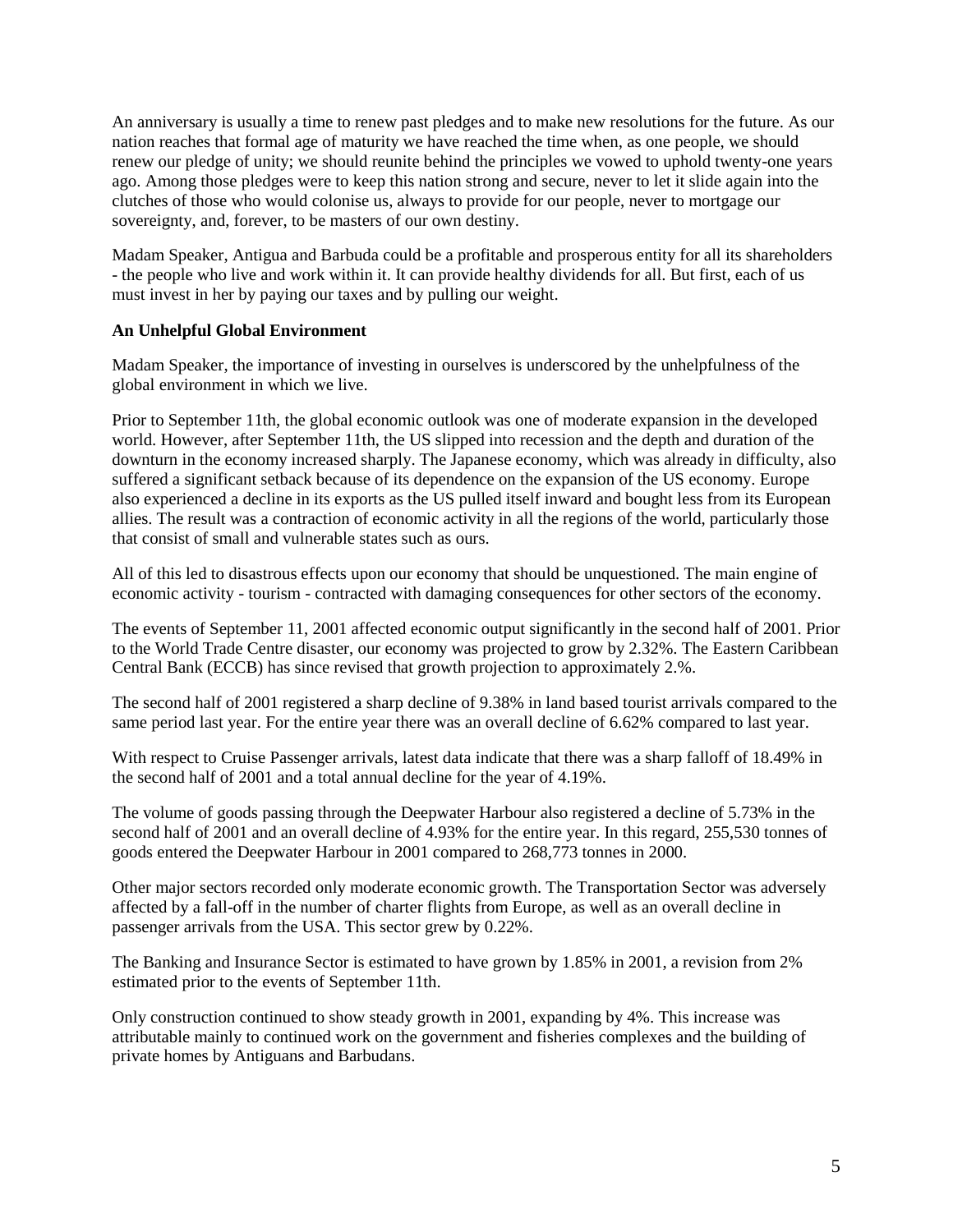An anniversary is usually a time to renew past pledges and to make new resolutions for the future. As our nation reaches that formal age of maturity we have reached the time when, as one people, we should renew our pledge of unity; we should reunite behind the principles we vowed to uphold twenty-one years ago. Among those pledges were to keep this nation strong and secure, never to let it slide again into the clutches of those who would colonise us, always to provide for our people, never to mortgage our sovereignty, and, forever, to be masters of our own destiny.

Madam Speaker, Antigua and Barbuda could be a profitable and prosperous entity for all its shareholders - the people who live and work within it. It can provide healthy dividends for all. But first, each of us must invest in her by paying our taxes and by pulling our weight.

**An Unhelpful Global Environment**

Madam Speaker, the importance of investing in ourselves is underscored by the unhelpfulness of the global environment in which we live.

Prior to September 11th, the global economic outlook was one of moderate expansion in the developed world. However, after September 11th, the US slipped into recession and the depth and duration of the downturn in the economy increased sharply. The Japanese economy, which was already in difficulty, also suffered a significant setback because of its dependence on the expansion of the US economy. Europe also experienced a decline in its exports as the US pulled itself inward and bought less from its European allies. The result was a contraction of economic activity in all the regions of the world, particularly those that consist of small and vulnerable states such as ours.

All of this led to disastrous effects upon our economy that should be unquestioned. The main engine of economic activity - tourism - contracted with damaging consequences for other sectors of the economy.

The events of September 11, 2001 affected economic output significantly in the second half of 2001. Prior to the World Trade Centre disaster, our economy was projected to grow by 2.32%. The Eastern Caribbean Central Bank (ECCB) has since revised that growth projection to approximately 2.%.

The second half of 2001 registered a sharp decline of 9.38% in land based tourist arrivals compared to the same period last year. For the entire year there was an overall decline of 6.62% compared to last year.

With respect to Cruise Passenger arrivals, latest data indicate that there was a sharp falloff of 18.49% in the second half of 2001 and a total annual decline for the year of 4.19%.

The volume of goods passing through the Deepwater Harbour also registered a decline of 5.73% in the second half of 2001 and an overall decline of 4.93% for the entire year. In this regard, 255,530 tonnes of goods entered the Deepwater Harbour in 2001 compared to 268,773 tonnes in 2000.

Other major sectors recorded only moderate economic growth. The Transportation Sector was adversely affected by a fall-off in the number of charter flights from Europe, as well as an overall decline in passenger arrivals from the USA. This sector grew by 0.22%.

The Banking and Insurance Sector is estimated to have grown by 1.85% in 2001, a revision from 2% estimated prior to the events of September 11th.

Only construction continued to show steady growth in 2001, expanding by 4%. This increase was attributable mainly to continued work on the government and fisheries complexes and the building of private homes by Antiguans and Barbudans.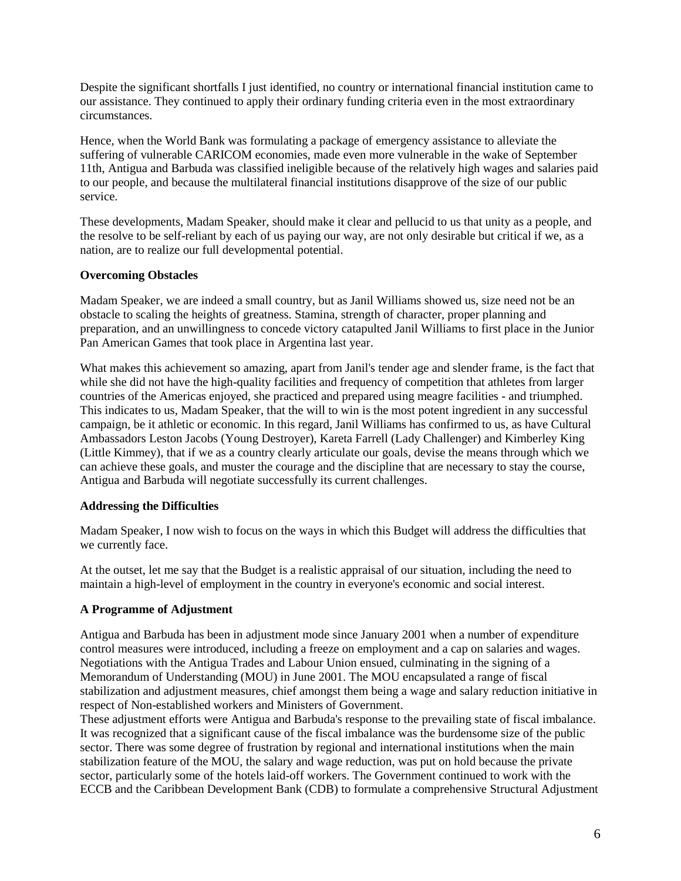Despite the significant shortfalls I just identified, no country or international financial institution came to our assistance. They continued to apply their ordinary funding criteria even in the most extraordinary circumstances.

Hence, when the World Bank was formulating a package of emergency assistance to alleviate the suffering of vulnerable CARICOM economies, made even more vulnerable in the wake of September 11th, Antigua and Barbuda was classified ineligible because of the relatively high wages and salaries paid to our people, and because the multilateral financial institutions disapprove of the size of our public service.

These developments, Madam Speaker, should make it clear and pellucid to us that unity as a people, and the resolve to be self-reliant by each of us paying our way, are not only desirable but critical if we, as a nation, are to realize our full developmental potential.

**Overcoming Obstacles**

Madam Speaker, we are indeed a small country, but as Janil Williams showed us, size need not be an obstacle to scaling the heights of greatness. Stamina, strength of character, proper planning and preparation, and an unwillingness to concede victory catapulted Janil Williams to first place in the Junior Pan American Games that took place in Argentina last year.

What makes this achievement so amazing, apart from Janil's tender age and slender frame, is the fact that while she did not have the high-quality facilities and frequency of competition that athletes from larger countries of the Americas enjoyed, she practiced and prepared using meagre facilities - and triumphed. This indicates to us, Madam Speaker, that the will to win is the most potent ingredient in any successful campaign, be it athletic or economic. In this regard, Janil Williams has confirmed to us, as have Cultural Ambassadors Leston Jacobs (Young Destroyer), Kareta Farrell (Lady Challenger) and Kimberley King (Little Kimmey), that if we as a country clearly articulate our goals, devise the means through which we can achieve these goals, and muster the courage and the discipline that are necessary to stay the course, Antigua and Barbuda will negotiate successfully its current challenges.

**Addressing the Difficulties**

Madam Speaker, I now wish to focus on the ways in which this Budget will address the difficulties that we currently face.

At the outset, let me say that the Budget is a realistic appraisal of our situation, including the need to maintain a high-level of employment in the country in everyone's economic and social interest.

**A Programme of Adjustment**

Antigua and Barbuda has been in adjustment mode since January 2001 when a number of expenditure control measures were introduced, including a freeze on employment and a cap on salaries and wages. Negotiations with the Antigua Trades and Labour Union ensued, culminating in the signing of a Memorandum of Understanding (MOU) in June 2001. The MOU encapsulated a range of fiscal stabilization and adjustment measures, chief amongst them being a wage and salary reduction initiative in respect of Non-established workers and Ministers of Government.

These adjustment efforts were Antigua and Barbuda's response to the prevailing state of fiscal imbalance. It was recognized that a significant cause of the fiscal imbalance was the burdensome size of the public sector. There was some degree of frustration by regional and international institutions when the main stabilization feature of the MOU, the salary and wage reduction, was put on hold because the private sector, particularly some of the hotels laid-off workers. The Government continued to work with the ECCB and the Caribbean Development Bank (CDB) to formulate a comprehensive Structural Adjustment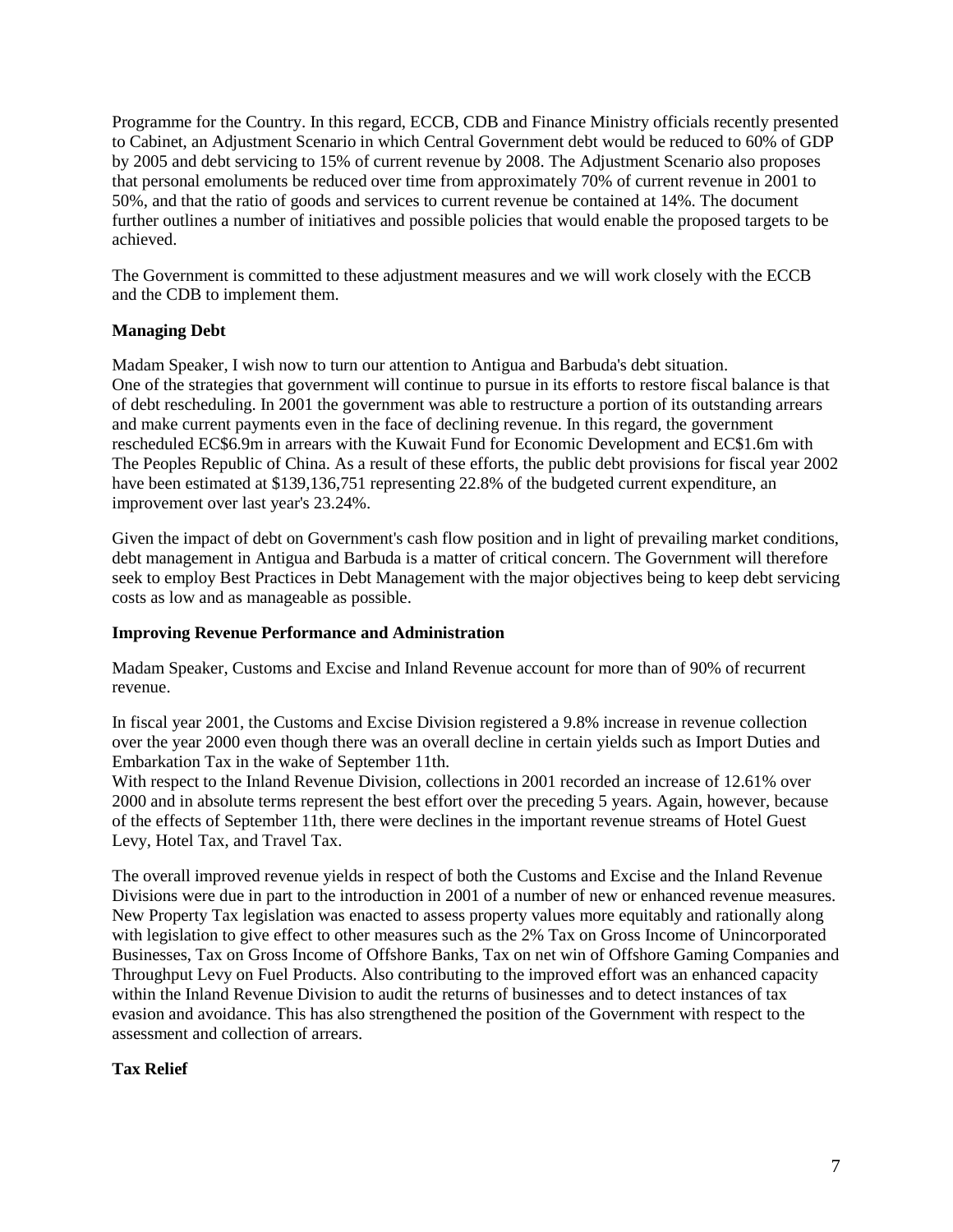Programme for the Country. In this regard, ECCB, CDB and Finance Ministry officials recently presented to Cabinet, an Adjustment Scenario in which Central Government debt would be reduced to 60% of GDP by 2005 and debt servicing to 15% of current revenue by 2008. The Adjustment Scenario also proposes that personal emoluments be reduced over time from approximately 70% of current revenue in 2001 to 50%, and that the ratio of goods and services to current revenue be contained at 14%. The document further outlines a number of initiatives and possible policies that would enable the proposed targets to be achieved.

The Government is committed to these adjustment measures and we will work closely with the ECCB and the CDB to implement them.

**Managing Debt**

Madam Speaker, I wish now to turn our attention to Antigua and Barbuda's debt situation.
One of the strategies that government will continue to pursue in its efforts to restore fiscal balance is that of debt rescheduling. In 2001 the government was able to restructure a portion of its outstanding arrears and make current payments even in the face of declining revenue. In this regard, the government rescheduled EC$6.9m in arrears with the Kuwait Fund for Economic Development and EC$1.6m with The Peoples Republic of China. As a result of these efforts, the public debt provisions for fiscal year 2002 have been estimated at $139,136,751 representing 22.8% of the budgeted current expenditure, an improvement over last year's 23.24%.

Given the impact of debt on Government's cash flow position and in light of prevailing market conditions, debt management in Antigua and Barbuda is a matter of critical concern. The Government will therefore seek to employ Best Practices in Debt Management with the major objectives being to keep debt servicing costs as low and as manageable as possible.

**Improving Revenue Performance and Administration**

Madam Speaker, Customs and Excise and Inland Revenue account for more than of 90% of recurrent revenue.

In fiscal year 2001, the Customs and Excise Division registered a 9.8% increase in revenue collection over the year 2000 even though there was an overall decline in certain yields such as Import Duties and Embarkation Tax in the wake of September 11th.
With respect to the Inland Revenue Division, collections in 2001 recorded an increase of 12.61% over 2000 and in absolute terms represent the best effort over the preceding 5 years. Again, however, because of the effects of September 11th, there were declines in the important revenue streams of Hotel Guest Levy, Hotel Tax, and Travel Tax.

The overall improved revenue yields in respect of both the Customs and Excise and the Inland Revenue Divisions were due in part to the introduction in 2001 of a number of new or enhanced revenue measures. New Property Tax legislation was enacted to assess property values more equitably and rationally along with legislation to give effect to other measures such as the 2% Tax on Gross Income of Unincorporated Businesses, Tax on Gross Income of Offshore Banks, Tax on net win of Offshore Gaming Companies and Throughput Levy on Fuel Products. Also contributing to the improved effort was an enhanced capacity within the Inland Revenue Division to audit the returns of businesses and to detect instances of tax evasion and avoidance. This has also strengthened the position of the Government with respect to the assessment and collection of arrears.

**Tax Relief**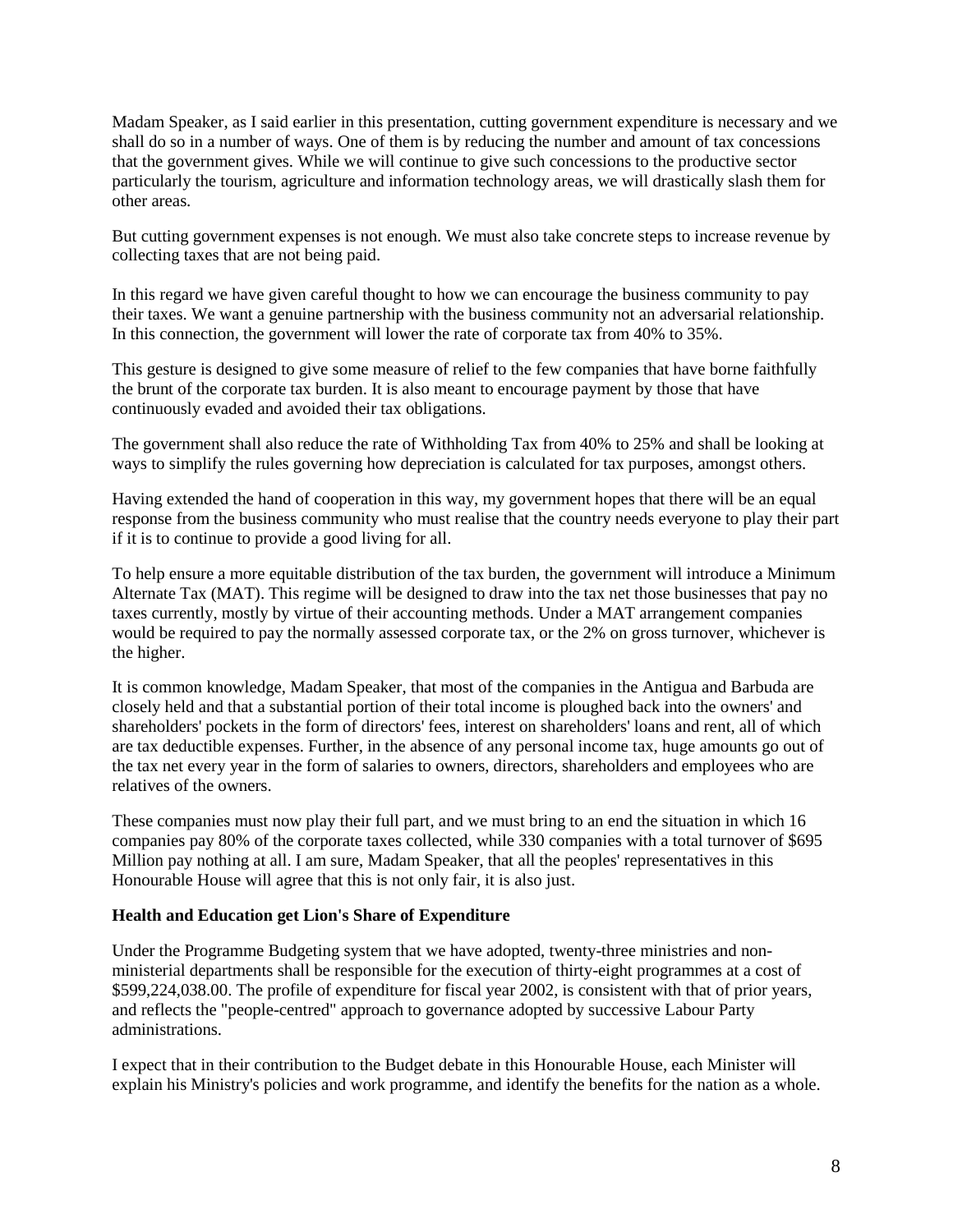Madam Speaker, as I said earlier in this presentation, cutting government expenditure is necessary and we shall do so in a number of ways. One of them is by reducing the number and amount of tax concessions that the government gives. While we will continue to give such concessions to the productive sector particularly the tourism, agriculture and information technology areas, we will drastically slash them for other areas.

But cutting government expenses is not enough. We must also take concrete steps to increase revenue by collecting taxes that are not being paid.

In this regard we have given careful thought to how we can encourage the business community to pay their taxes. We want a genuine partnership with the business community not an adversarial relationship. In this connection, the government will lower the rate of corporate tax from 40% to 35%.

This gesture is designed to give some measure of relief to the few companies that have borne faithfully the brunt of the corporate tax burden. It is also meant to encourage payment by those that have continuously evaded and avoided their tax obligations.

The government shall also reduce the rate of Withholding Tax from 40% to 25% and shall be looking at ways to simplify the rules governing how depreciation is calculated for tax purposes, amongst others.

Having extended the hand of cooperation in this way, my government hopes that there will be an equal response from the business community who must realise that the country needs everyone to play their part if it is to continue to provide a good living for all.

To help ensure a more equitable distribution of the tax burden, the government will introduce a Minimum Alternate Tax (MAT). This regime will be designed to draw into the tax net those businesses that pay no taxes currently, mostly by virtue of their accounting methods. Under a MAT arrangement companies would be required to pay the normally assessed corporate tax, or the 2% on gross turnover, whichever is the higher.

It is common knowledge, Madam Speaker, that most of the companies in the Antigua and Barbuda are closely held and that a substantial portion of their total income is ploughed back into the owners' and shareholders' pockets in the form of directors' fees, interest on shareholders' loans and rent, all of which are tax deductible expenses. Further, in the absence of any personal income tax, huge amounts go out of the tax net every year in the form of salaries to owners, directors, shareholders and employees who are relatives of the owners.

These companies must now play their full part, and we must bring to an end the situation in which 16 companies pay 80% of the corporate taxes collected, while 330 companies with a total turnover of $695 Million pay nothing at all. I am sure, Madam Speaker, that all the peoples' representatives in this Honourable House will agree that this is not only fair, it is also just.

**Health and Education get Lion's Share of Expenditure**

Under the Programme Budgeting system that we have adopted, twenty-three ministries and non-ministerial departments shall be responsible for the execution of thirty-eight programmes at a cost of $599,224,038.00. The profile of expenditure for fiscal year 2002, is consistent with that of prior years, and reflects the "people-centred" approach to governance adopted by successive Labour Party administrations.

I expect that in their contribution to the Budget debate in this Honourable House, each Minister will explain his Ministry's policies and work programme, and identify the benefits for the nation as a whole.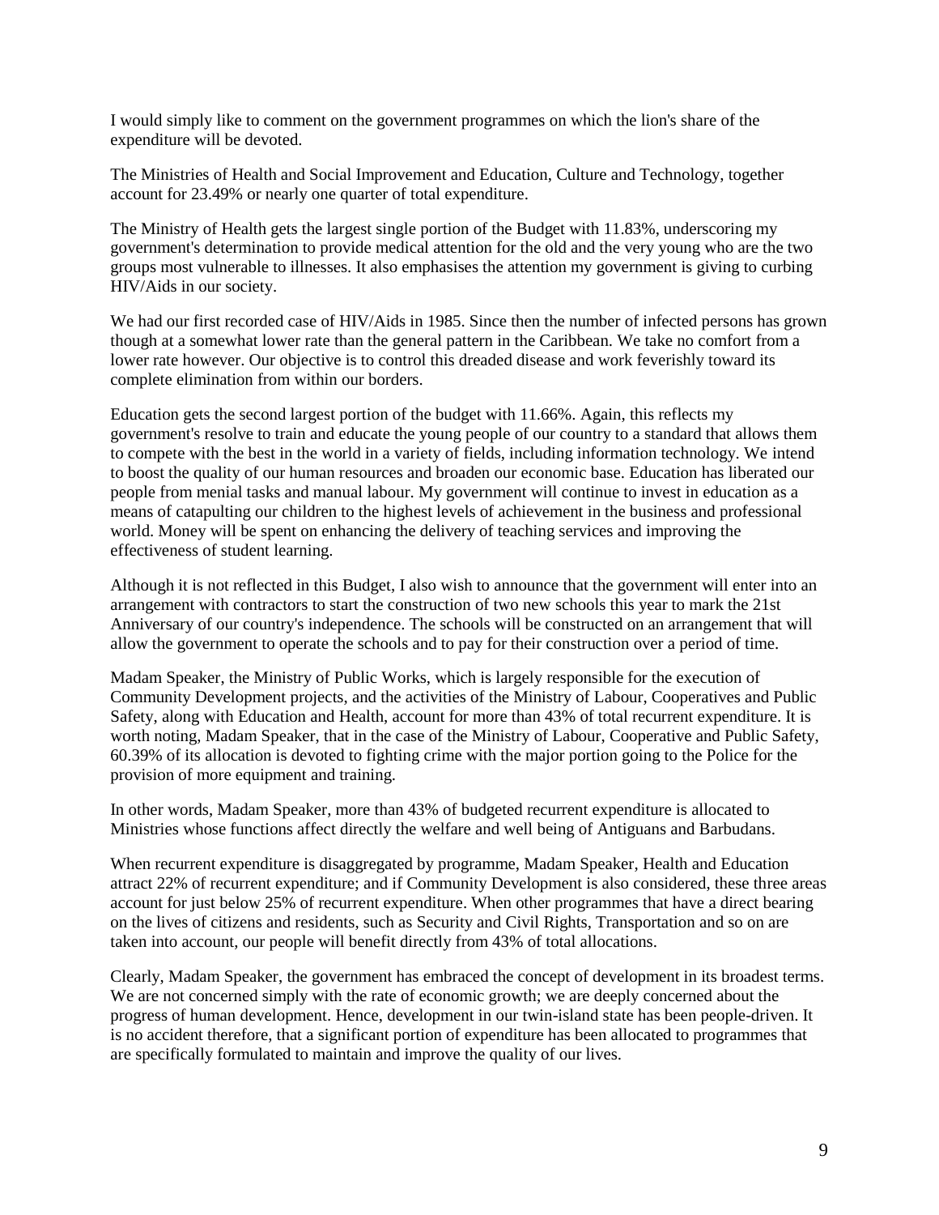I would simply like to comment on the government programmes on which the lion's share of the expenditure will be devoted.

The Ministries of Health and Social Improvement and Education, Culture and Technology, together account for 23.49% or nearly one quarter of total expenditure.

The Ministry of Health gets the largest single portion of the Budget with 11.83%, underscoring my government's determination to provide medical attention for the old and the very young who are the two groups most vulnerable to illnesses. It also emphasises the attention my government is giving to curbing HIV/Aids in our society.

We had our first recorded case of HIV/Aids in 1985. Since then the number of infected persons has grown though at a somewhat lower rate than the general pattern in the Caribbean. We take no comfort from a lower rate however. Our objective is to control this dreaded disease and work feverishly toward its complete elimination from within our borders.

Education gets the second largest portion of the budget with 11.66%. Again, this reflects my government's resolve to train and educate the young people of our country to a standard that allows them to compete with the best in the world in a variety of fields, including information technology. We intend to boost the quality of our human resources and broaden our economic base. Education has liberated our people from menial tasks and manual labour. My government will continue to invest in education as a means of catapulting our children to the highest levels of achievement in the business and professional world. Money will be spent on enhancing the delivery of teaching services and improving the effectiveness of student learning.

Although it is not reflected in this Budget, I also wish to announce that the government will enter into an arrangement with contractors to start the construction of two new schools this year to mark the 21st Anniversary of our country's independence. The schools will be constructed on an arrangement that will allow the government to operate the schools and to pay for their construction over a period of time.

Madam Speaker, the Ministry of Public Works, which is largely responsible for the execution of Community Development projects, and the activities of the Ministry of Labour, Cooperatives and Public Safety, along with Education and Health, account for more than 43% of total recurrent expenditure. It is worth noting, Madam Speaker, that in the case of the Ministry of Labour, Cooperative and Public Safety, 60.39% of its allocation is devoted to fighting crime with the major portion going to the Police for the provision of more equipment and training.

In other words, Madam Speaker, more than 43% of budgeted recurrent expenditure is allocated to Ministries whose functions affect directly the welfare and well being of Antiguans and Barbudans.

When recurrent expenditure is disaggregated by programme, Madam Speaker, Health and Education attract 22% of recurrent expenditure; and if Community Development is also considered, these three areas account for just below 25% of recurrent expenditure. When other programmes that have a direct bearing on the lives of citizens and residents, such as Security and Civil Rights, Transportation and so on are taken into account, our people will benefit directly from 43% of total allocations.

Clearly, Madam Speaker, the government has embraced the concept of development in its broadest terms. We are not concerned simply with the rate of economic growth; we are deeply concerned about the progress of human development. Hence, development in our twin-island state has been people-driven. It is no accident therefore, that a significant portion of expenditure has been allocated to programmes that are specifically formulated to maintain and improve the quality of our lives.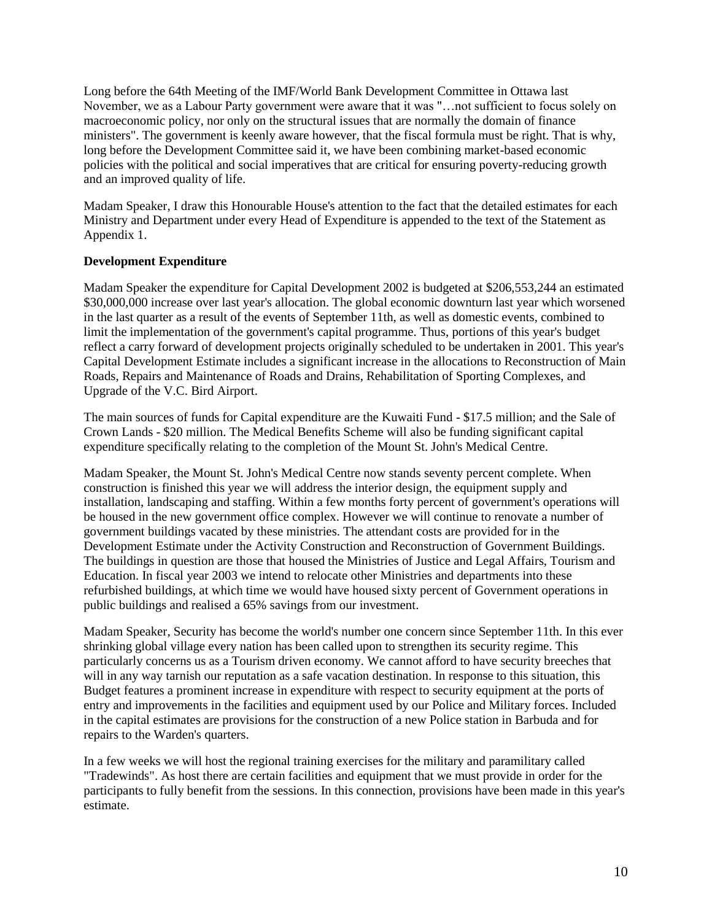Long before the 64th Meeting of the IMF/World Bank Development Committee in Ottawa last November, we as a Labour Party government were aware that it was "…not sufficient to focus solely on macroeconomic policy, nor only on the structural issues that are normally the domain of finance ministers". The government is keenly aware however, that the fiscal formula must be right. That is why, long before the Development Committee said it, we have been combining market-based economic policies with the political and social imperatives that are critical for ensuring poverty-reducing growth and an improved quality of life.

Madam Speaker, I draw this Honourable House's attention to the fact that the detailed estimates for each Ministry and Department under every Head of Expenditure is appended to the text of the Statement as Appendix 1.

**Development Expenditure**

Madam Speaker the expenditure for Capital Development 2002 is budgeted at $206,553,244 an estimated $30,000,000 increase over last year's allocation. The global economic downturn last year which worsened in the last quarter as a result of the events of September 11th, as well as domestic events, combined to limit the implementation of the government's capital programme. Thus, portions of this year's budget reflect a carry forward of development projects originally scheduled to be undertaken in 2001. This year's Capital Development Estimate includes a significant increase in the allocations to Reconstruction of Main Roads, Repairs and Maintenance of Roads and Drains, Rehabilitation of Sporting Complexes, and Upgrade of the V.C. Bird Airport.

The main sources of funds for Capital expenditure are the Kuwaiti Fund - $17.5 million; and the Sale of Crown Lands - $20 million. The Medical Benefits Scheme will also be funding significant capital expenditure specifically relating to the completion of the Mount St. John's Medical Centre.

Madam Speaker, the Mount St. John's Medical Centre now stands seventy percent complete. When construction is finished this year we will address the interior design, the equipment supply and installation, landscaping and staffing. Within a few months forty percent of government's operations will be housed in the new government office complex. However we will continue to renovate a number of government buildings vacated by these ministries. The attendant costs are provided for in the Development Estimate under the Activity Construction and Reconstruction of Government Buildings. The buildings in question are those that housed the Ministries of Justice and Legal Affairs, Tourism and Education. In fiscal year 2003 we intend to relocate other Ministries and departments into these refurbished buildings, at which time we would have housed sixty percent of Government operations in public buildings and realised a 65% savings from our investment.

Madam Speaker, Security has become the world's number one concern since September 11th. In this ever shrinking global village every nation has been called upon to strengthen its security regime. This particularly concerns us as a Tourism driven economy. We cannot afford to have security breeches that will in any way tarnish our reputation as a safe vacation destination. In response to this situation, this Budget features a prominent increase in expenditure with respect to security equipment at the ports of entry and improvements in the facilities and equipment used by our Police and Military forces. Included in the capital estimates are provisions for the construction of a new Police station in Barbuda and for repairs to the Warden's quarters.

In a few weeks we will host the regional training exercises for the military and paramilitary called "Tradewinds". As host there are certain facilities and equipment that we must provide in order for the participants to fully benefit from the sessions. In this connection, provisions have been made in this year's estimate.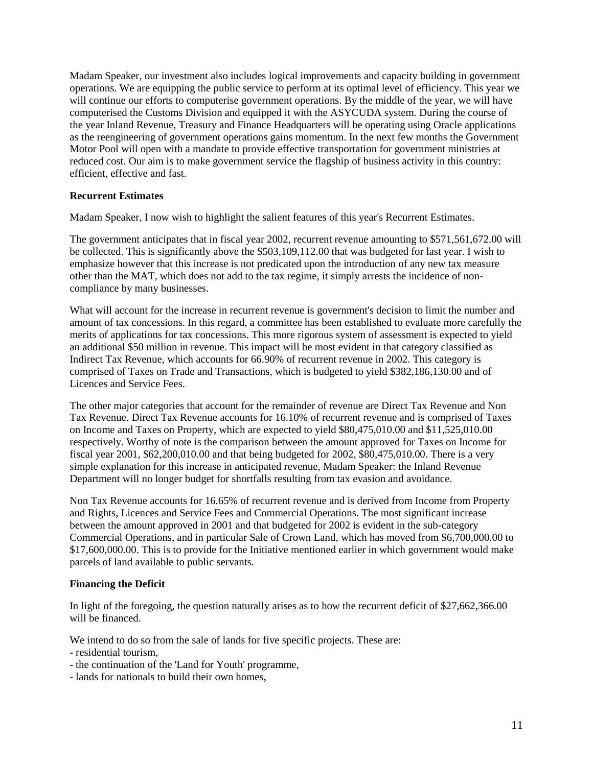Madam Speaker, our investment also includes logical improvements and capacity building in government operations. We are equipping the public service to perform at its optimal level of efficiency. This year we will continue our efforts to computerise government operations. By the middle of the year, we will have computerised the Customs Division and equipped it with the ASYCUDA system. During the course of the year Inland Revenue, Treasury and Finance Headquarters will be operating using Oracle applications as the reengineering of government operations gains momentum. In the next few months the Government Motor Pool will open with a mandate to provide effective transportation for government ministries at reduced cost. Our aim is to make government service the flagship of business activity in this country: efficient, effective and fast.

**Recurrent Estimates**

Madam Speaker, I now wish to highlight the salient features of this year's Recurrent Estimates.

The government anticipates that in fiscal year 2002, recurrent revenue amounting to $571,561,672.00 will be collected. This is significantly above the $503,109,112.00 that was budgeted for last year. I wish to emphasize however that this increase is not predicated upon the introduction of any new tax measure other than the MAT, which does not add to the tax regime, it simply arrests the incidence of non-compliance by many businesses.

What will account for the increase in recurrent revenue is government's decision to limit the number and amount of tax concessions. In this regard, a committee has been established to evaluate more carefully the merits of applications for tax concessions. This more rigorous system of assessment is expected to yield an additional $50 million in revenue. This impact will be most evident in that category classified as Indirect Tax Revenue, which accounts for 66.90% of recurrent revenue in 2002. This category is comprised of Taxes on Trade and Transactions, which is budgeted to yield $382,186,130.00 and of Licences and Service Fees.

The other major categories that account for the remainder of revenue are Direct Tax Revenue and Non Tax Revenue. Direct Tax Revenue accounts for 16.10% of recurrent revenue and is comprised of Taxes on Income and Taxes on Property, which are expected to yield $80,475,010.00 and $11,525,010.00 respectively. Worthy of note is the comparison between the amount approved for Taxes on Income for fiscal year 2001, $62,200,010.00 and that being budgeted for 2002, $80,475,010.00. There is a very simple explanation for this increase in anticipated revenue, Madam Speaker: the Inland Revenue Department will no longer budget for shortfalls resulting from tax evasion and avoidance.

Non Tax Revenue accounts for 16.65% of recurrent revenue and is derived from Income from Property and Rights, Licences and Service Fees and Commercial Operations. The most significant increase between the amount approved in 2001 and that budgeted for 2002 is evident in the sub-category Commercial Operations, and in particular Sale of Crown Land, which has moved from $6,700,000.00 to $17,600,000.00. This is to provide for the Initiative mentioned earlier in which government would make parcels of land available to public servants.

**Financing the Deficit**

In light of the foregoing, the question naturally arises as to how the recurrent deficit of $27,662,366.00 will be financed.

We intend to do so from the sale of lands for five specific projects. These are:

- residential tourism,
- the continuation of the 'Land for Youth' programme,
- lands for nationals to build their own homes,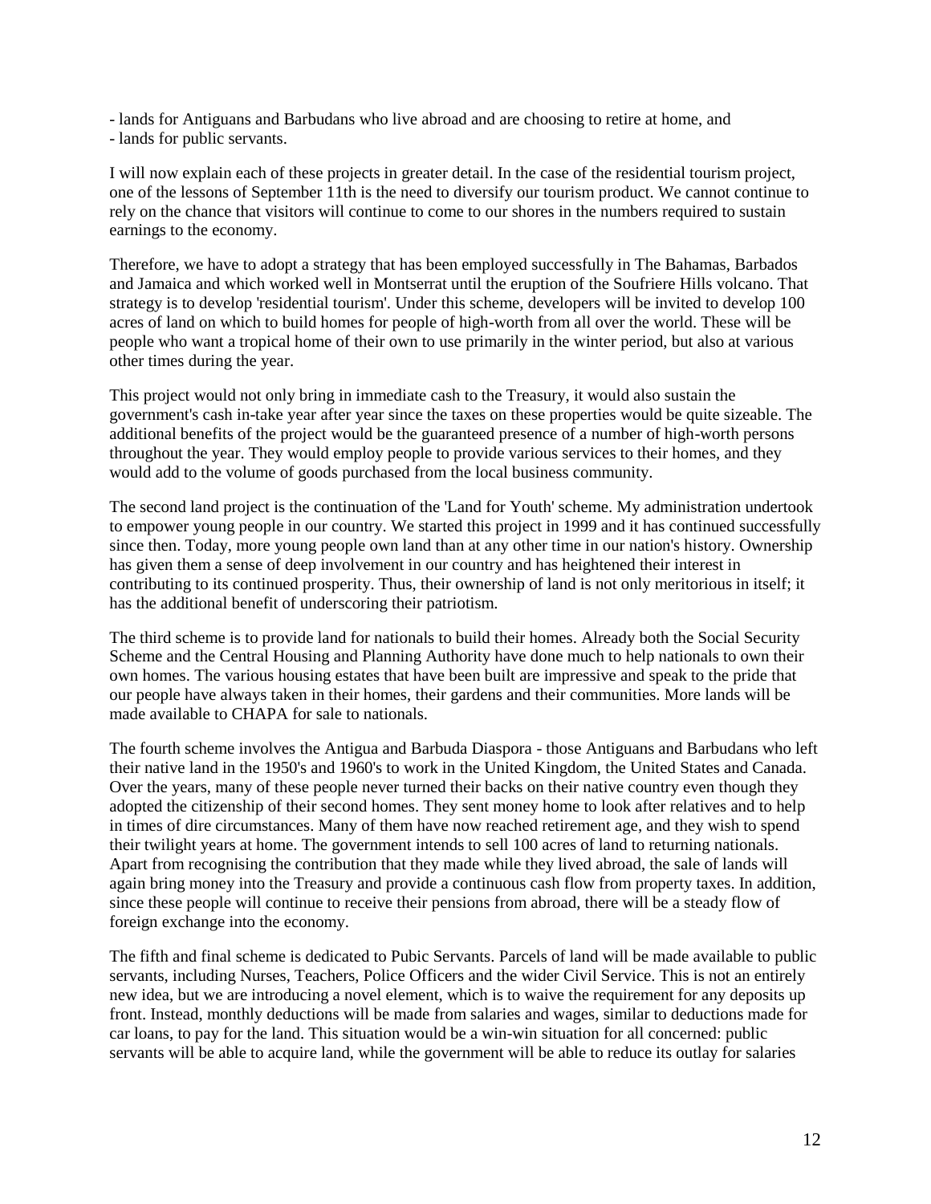- lands for Antiguans and Barbudans who live abroad and are choosing to retire at home, and
- lands for public servants.

I will now explain each of these projects in greater detail. In the case of the residential tourism project, one of the lessons of September 11th is the need to diversify our tourism product. We cannot continue to rely on the chance that visitors will continue to come to our shores in the numbers required to sustain earnings to the economy.

Therefore, we have to adopt a strategy that has been employed successfully in The Bahamas, Barbados and Jamaica and which worked well in Montserrat until the eruption of the Soufriere Hills volcano. That strategy is to develop 'residential tourism'. Under this scheme, developers will be invited to develop 100 acres of land on which to build homes for people of high-worth from all over the world. These will be people who want a tropical home of their own to use primarily in the winter period, but also at various other times during the year.

This project would not only bring in immediate cash to the Treasury, it would also sustain the government's cash in-take year after year since the taxes on these properties would be quite sizeable. The additional benefits of the project would be the guaranteed presence of a number of high-worth persons throughout the year. They would employ people to provide various services to their homes, and they would add to the volume of goods purchased from the local business community.

The second land project is the continuation of the 'Land for Youth' scheme. My administration undertook to empower young people in our country. We started this project in 1999 and it has continued successfully since then. Today, more young people own land than at any other time in our nation's history. Ownership has given them a sense of deep involvement in our country and has heightened their interest in contributing to its continued prosperity. Thus, their ownership of land is not only meritorious in itself; it has the additional benefit of underscoring their patriotism.

The third scheme is to provide land for nationals to build their homes. Already both the Social Security Scheme and the Central Housing and Planning Authority have done much to help nationals to own their own homes. The various housing estates that have been built are impressive and speak to the pride that our people have always taken in their homes, their gardens and their communities. More lands will be made available to CHAPA for sale to nationals.

The fourth scheme involves the Antigua and Barbuda Diaspora - those Antiguans and Barbudans who left their native land in the 1950's and 1960's to work in the United Kingdom, the United States and Canada. Over the years, many of these people never turned their backs on their native country even though they adopted the citizenship of their second homes. They sent money home to look after relatives and to help in times of dire circumstances. Many of them have now reached retirement age, and they wish to spend their twilight years at home. The government intends to sell 100 acres of land to returning nationals. Apart from recognising the contribution that they made while they lived abroad, the sale of lands will again bring money into the Treasury and provide a continuous cash flow from property taxes. In addition, since these people will continue to receive their pensions from abroad, there will be a steady flow of foreign exchange into the economy.

The fifth and final scheme is dedicated to Pubic Servants. Parcels of land will be made available to public servants, including Nurses, Teachers, Police Officers and the wider Civil Service. This is not an entirely new idea, but we are introducing a novel element, which is to waive the requirement for any deposits up front. Instead, monthly deductions will be made from salaries and wages, similar to deductions made for car loans, to pay for the land. This situation would be a win-win situation for all concerned: public servants will be able to acquire land, while the government will be able to reduce its outlay for salaries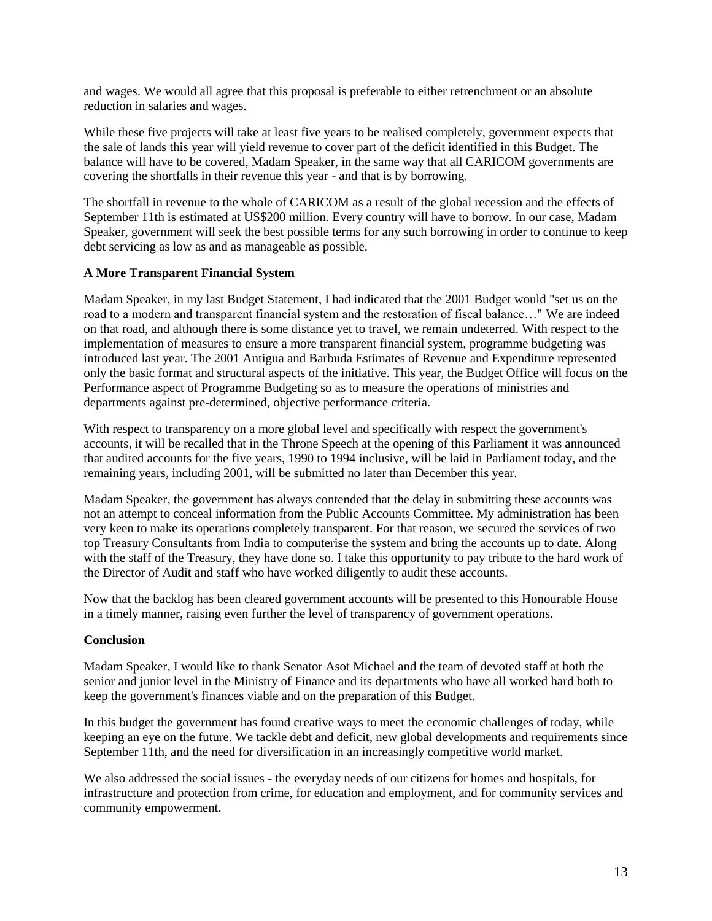and wages. We would all agree that this proposal is preferable to either retrenchment or an absolute reduction in salaries and wages.

While these five projects will take at least five years to be realised completely, government expects that the sale of lands this year will yield revenue to cover part of the deficit identified in this Budget. The balance will have to be covered, Madam Speaker, in the same way that all CARICOM governments are covering the shortfalls in their revenue this year - and that is by borrowing.

The shortfall in revenue to the whole of CARICOM as a result of the global recession and the effects of September 11th is estimated at US$200 million. Every country will have to borrow. In our case, Madam Speaker, government will seek the best possible terms for any such borrowing in order to continue to keep debt servicing as low as and as manageable as possible.

**A More Transparent Financial System**

Madam Speaker, in my last Budget Statement, I had indicated that the 2001 Budget would "set us on the road to a modern and transparent financial system and the restoration of fiscal balance…" We are indeed on that road, and although there is some distance yet to travel, we remain undeterred. With respect to the implementation of measures to ensure a more transparent financial system, programme budgeting was introduced last year. The 2001 Antigua and Barbuda Estimates of Revenue and Expenditure represented only the basic format and structural aspects of the initiative. This year, the Budget Office will focus on the Performance aspect of Programme Budgeting so as to measure the operations of ministries and departments against pre-determined, objective performance criteria.

With respect to transparency on a more global level and specifically with respect the government's accounts, it will be recalled that in the Throne Speech at the opening of this Parliament it was announced that audited accounts for the five years, 1990 to 1994 inclusive, will be laid in Parliament today, and the remaining years, including 2001, will be submitted no later than December this year.

Madam Speaker, the government has always contended that the delay in submitting these accounts was not an attempt to conceal information from the Public Accounts Committee. My administration has been very keen to make its operations completely transparent. For that reason, we secured the services of two top Treasury Consultants from India to computerise the system and bring the accounts up to date. Along with the staff of the Treasury, they have done so. I take this opportunity to pay tribute to the hard work of the Director of Audit and staff who have worked diligently to audit these accounts.

Now that the backlog has been cleared government accounts will be presented to this Honourable House in a timely manner, raising even further the level of transparency of government operations.

**Conclusion**

Madam Speaker, I would like to thank Senator Asot Michael and the team of devoted staff at both the senior and junior level in the Ministry of Finance and its departments who have all worked hard both to keep the government's finances viable and on the preparation of this Budget.

In this budget the government has found creative ways to meet the economic challenges of today, while keeping an eye on the future. We tackle debt and deficit, new global developments and requirements since September 11th, and the need for diversification in an increasingly competitive world market.

We also addressed the social issues - the everyday needs of our citizens for homes and hospitals, for infrastructure and protection from crime, for education and employment, and for community services and community empowerment.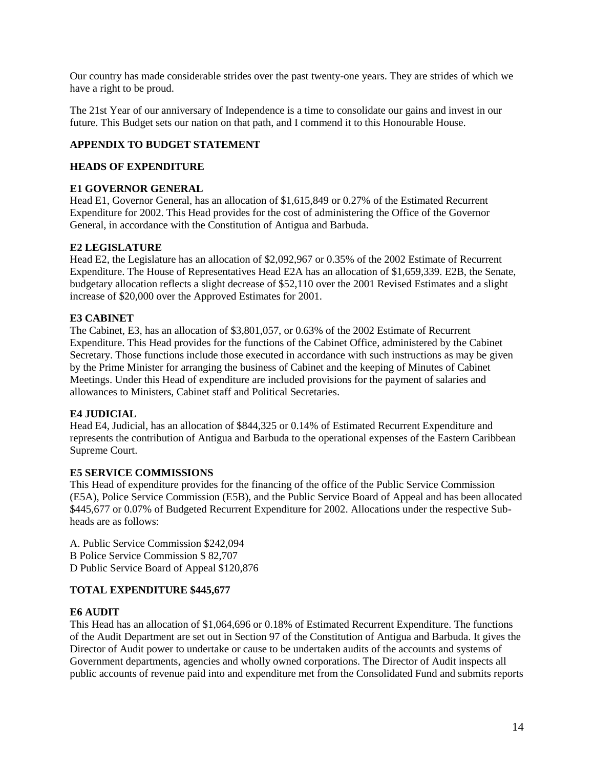Our country has made considerable strides over the past twenty-one years. They are strides of which we have a right to be proud.

The 21st Year of our anniversary of Independence is a time to consolidate our gains and invest in our future. This Budget sets our nation on that path, and I commend it to this Honourable House.

## APPENDIX TO BUDGET STATEMENT

### HEADS OF EXPENDITURE

#### E1 GOVERNOR GENERAL

Head E1, Governor General, has an allocation of $1,615,849 or 0.27% of the Estimated Recurrent Expenditure for 2002. This Head provides for the cost of administering the Office of the Governor General, in accordance with the Constitution of Antigua and Barbuda.

#### E2 LEGISLATURE

Head E2, the Legislature has an allocation of $2,092,967 or 0.35% of the 2002 Estimate of Recurrent Expenditure. The House of Representatives Head E2A has an allocation of $1,659,339. E2B, the Senate, budgetary allocation reflects a slight decrease of $52,110 over the 2001 Revised Estimates and a slight increase of $20,000 over the Approved Estimates for 2001.

#### E3 CABINET

The Cabinet, E3, has an allocation of $3,801,057, or 0.63% of the 2002 Estimate of Recurrent Expenditure. This Head provides for the functions of the Cabinet Office, administered by the Cabinet Secretary. Those functions include those executed in accordance with such instructions as may be given by the Prime Minister for arranging the business of Cabinet and the keeping of Minutes of Cabinet Meetings. Under this Head of expenditure are included provisions for the payment of salaries and allowances to Ministers, Cabinet staff and Political Secretaries.

#### E4 JUDICIAL

Head E4, Judicial, has an allocation of $844,325 or 0.14% of Estimated Recurrent Expenditure and represents the contribution of Antigua and Barbuda to the operational expenses of the Eastern Caribbean Supreme Court.

#### E5 SERVICE COMMISSIONS

This Head of expenditure provides for the financing of the office of the Public Service Commission (E5A), Police Service Commission (E5B), and the Public Service Board of Appeal and has been allocated $445,677 or 0.07% of Budgeted Recurrent Expenditure for 2002. Allocations under the respective Sub-heads are as follows:

A. Public Service Commission $242,094
B Police Service Commission $ 82,707
D Public Service Board of Appeal $120,876

**TOTAL EXPENDITURE $445,677**

#### E6 AUDIT

This Head has an allocation of $1,064,696 or 0.18% of Estimated Recurrent Expenditure. The functions of the Audit Department are set out in Section 97 of the Constitution of Antigua and Barbuda. It gives the Director of Audit power to undertake or cause to be undertaken audits of the accounts and systems of Government departments, agencies and wholly owned corporations. The Director of Audit inspects all public accounts of revenue paid into and expenditure met from the Consolidated Fund and submits reports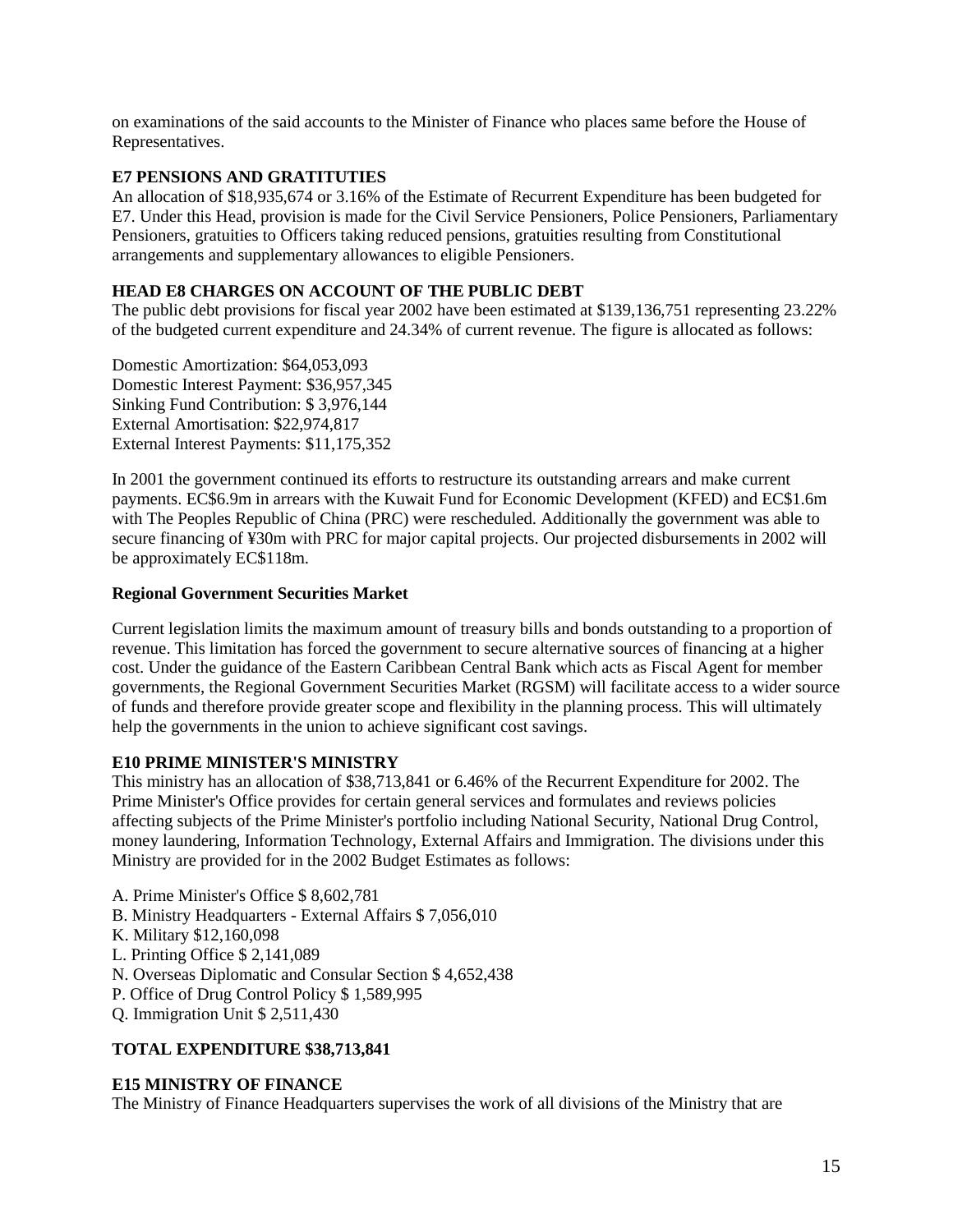on examinations of the said accounts to the Minister of Finance who places same before the House of Representatives.

**E7 PENSIONS AND GRATITUTIES**

An allocation of $18,935,674 or 3.16% of the Estimate of Recurrent Expenditure has been budgeted for E7. Under this Head, provision is made for the Civil Service Pensioners, Police Pensioners, Parliamentary Pensioners, gratuities to Officers taking reduced pensions, gratuities resulting from Constitutional arrangements and supplementary allowances to eligible Pensioners.

**HEAD E8 CHARGES ON ACCOUNT OF THE PUBLIC DEBT**

The public debt provisions for fiscal year 2002 have been estimated at $139,136,751 representing 23.22% of the budgeted current expenditure and 24.34% of current revenue. The figure is allocated as follows:

Domestic Amortization: $64,053,093
Domestic Interest Payment: $36,957,345
Sinking Fund Contribution: $ 3,976,144
External Amortisation: $22,974,817
External Interest Payments: $11,175,352

In 2001 the government continued its efforts to restructure its outstanding arrears and make current payments. EC$6.9m in arrears with the Kuwait Fund for Economic Development (KFED) and EC$1.6m with The Peoples Republic of China (PRC) were rescheduled. Additionally the government was able to secure financing of ¥30m with PRC for major capital projects. Our projected disbursements in 2002 will be approximately EC$118m.

**Regional Government Securities Market**

Current legislation limits the maximum amount of treasury bills and bonds outstanding to a proportion of revenue. This limitation has forced the government to secure alternative sources of financing at a higher cost. Under the guidance of the Eastern Caribbean Central Bank which acts as Fiscal Agent for member governments, the Regional Government Securities Market (RGSM) will facilitate access to a wider source of funds and therefore provide greater scope and flexibility in the planning process. This will ultimately help the governments in the union to achieve significant cost savings.

**E10 PRIME MINISTER'S MINISTRY**

This ministry has an allocation of $38,713,841 or 6.46% of the Recurrent Expenditure for 2002. The Prime Minister's Office provides for certain general services and formulates and reviews policies affecting subjects of the Prime Minister's portfolio including National Security, National Drug Control, money laundering, Information Technology, External Affairs and Immigration. The divisions under this Ministry are provided for in the 2002 Budget Estimates as follows:

A. Prime Minister's Office $ 8,602,781
B. Ministry Headquarters - External Affairs $ 7,056,010
K. Military $12,160,098
L. Printing Office $ 2,141,089
N. Overseas Diplomatic and Consular Section $ 4,652,438
P. Office of Drug Control Policy $ 1,589,995
Q. Immigration Unit $ 2,511,430

**TOTAL EXPENDITURE $38,713,841**

**E15 MINISTRY OF FINANCE**

The Ministry of Finance Headquarters supervises the work of all divisions of the Ministry that are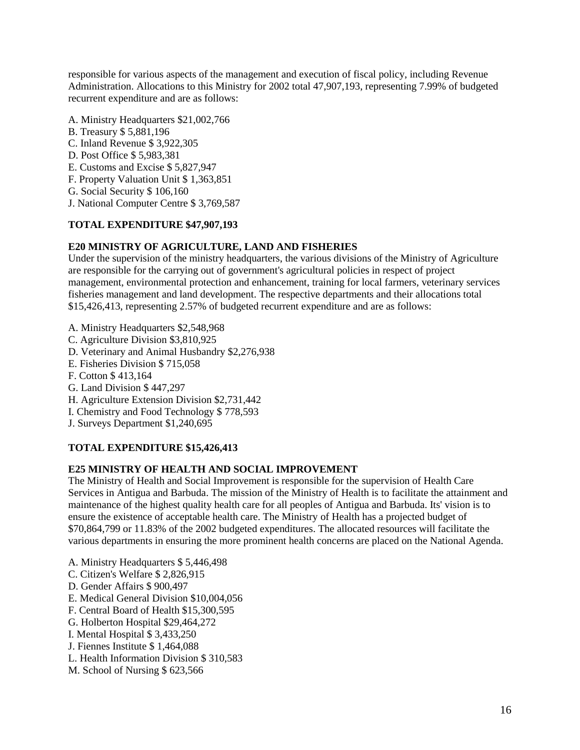responsible for various aspects of the management and execution of fiscal policy, including Revenue Administration. Allocations to this Ministry for 2002 total 47,907,193, representing 7.99% of budgeted recurrent expenditure and are as follows:

A. Ministry Headquarters $21,002,766
B. Treasury $ 5,881,196
C. Inland Revenue $ 3,922,305
D. Post Office $ 5,983,381
E. Customs and Excise $ 5,827,947
F. Property Valuation Unit $ 1,363,851
G. Social Security $ 106,160
J. National Computer Centre $ 3,769,587

**TOTAL EXPENDITURE $47,907,193**

**E20 MINISTRY OF AGRICULTURE, LAND AND FISHERIES**

Under the supervision of the ministry headquarters, the various divisions of the Ministry of Agriculture are responsible for the carrying out of government's agricultural policies in respect of project management, environmental protection and enhancement, training for local farmers, veterinary services fisheries management and land development. The respective departments and their allocations total $15,426,413, representing 2.57% of budgeted recurrent expenditure and are as follows:

A. Ministry Headquarters $2,548,968
C. Agriculture Division $3,810,925
D. Veterinary and Animal Husbandry $2,276,938
E. Fisheries Division $ 715,058
F. Cotton $ 413,164
G. Land Division $ 447,297
H. Agriculture Extension Division $2,731,442
I. Chemistry and Food Technology $ 778,593
J. Surveys Department $1,240,695

**TOTAL EXPENDITURE $15,426,413**

**E25 MINISTRY OF HEALTH AND SOCIAL IMPROVEMENT**

The Ministry of Health and Social Improvement is responsible for the supervision of Health Care Services in Antigua and Barbuda. The mission of the Ministry of Health is to facilitate the attainment and maintenance of the highest quality health care for all peoples of Antigua and Barbuda. Its' vision is to ensure the existence of acceptable health care. The Ministry of Health has a projected budget of $70,864,799 or 11.83% of the 2002 budgeted expenditures. The allocated resources will facilitate the various departments in ensuring the more prominent health concerns are placed on the National Agenda.

A. Ministry Headquarters $ 5,446,498
C. Citizen's Welfare $ 2,826,915
D. Gender Affairs $ 900,497
E. Medical General Division $10,004,056
F. Central Board of Health $15,300,595
G. Holberton Hospital $29,464,272
I. Mental Hospital $ 3,433,250
J. Fiennes Institute $ 1,464,088
L. Health Information Division $ 310,583
M. School of Nursing $ 623,566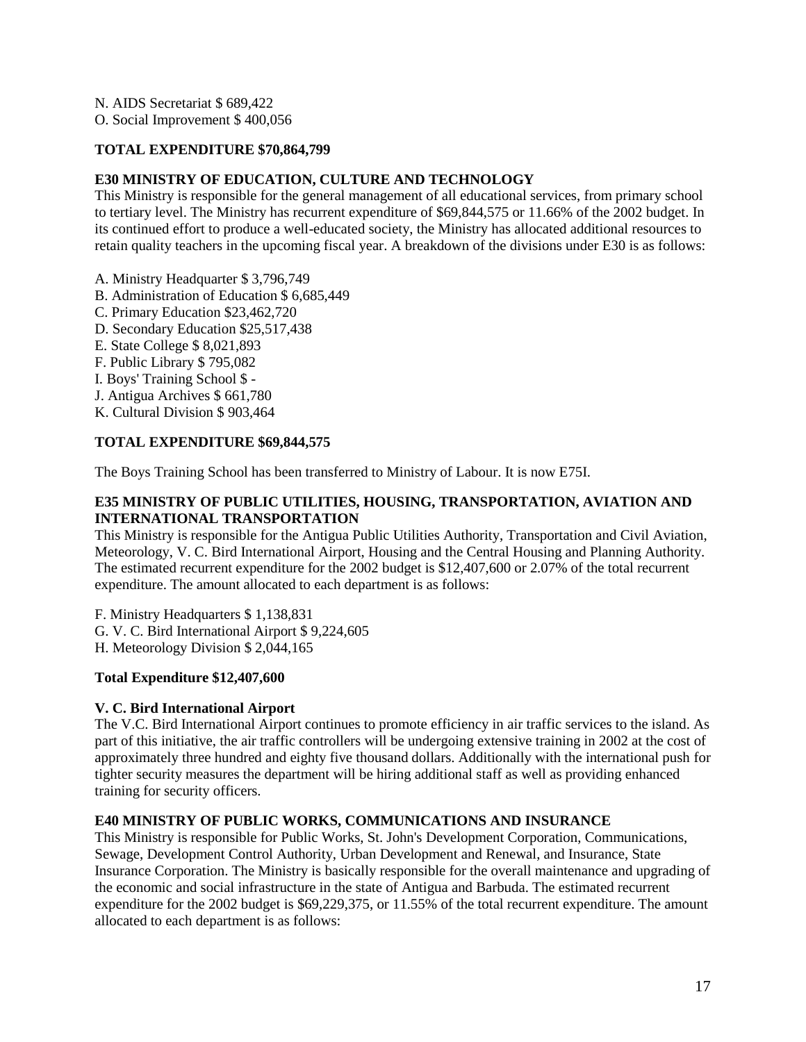N. AIDS Secretariat $ 689,422
O. Social Improvement $ 400,056

**TOTAL EXPENDITURE $70,864,799**

**E30 MINISTRY OF EDUCATION, CULTURE AND TECHNOLOGY**

This Ministry is responsible for the general management of all educational services, from primary school to tertiary level. The Ministry has recurrent expenditure of $69,844,575 or 11.66% of the 2002 budget. In its continued effort to produce a well-educated society, the Ministry has allocated additional resources to retain quality teachers in the upcoming fiscal year. A breakdown of the divisions under E30 is as follows:

A. Ministry Headquarter $ 3,796,749
B. Administration of Education $ 6,685,449
C. Primary Education $23,462,720
D. Secondary Education $25,517,438
E. State College $ 8,021,893
F. Public Library $ 795,082
I. Boys' Training School $ -
J. Antigua Archives $ 661,780
K. Cultural Division $ 903,464

**TOTAL EXPENDITURE $69,844,575**

The Boys Training School has been transferred to Ministry of Labour. It is now E75I.

**E35 MINISTRY OF PUBLIC UTILITIES, HOUSING, TRANSPORTATION, AVIATION AND INTERNATIONAL TRANSPORTATION**

This Ministry is responsible for the Antigua Public Utilities Authority, Transportation and Civil Aviation, Meteorology, V. C. Bird International Airport, Housing and the Central Housing and Planning Authority. The estimated recurrent expenditure for the 2002 budget is $12,407,600 or 2.07% of the total recurrent expenditure. The amount allocated to each department is as follows:

F. Ministry Headquarters $ 1,138,831
G. V. C. Bird International Airport $ 9,224,605
H. Meteorology Division $ 2,044,165

**Total Expenditure $12,407,600**

**V. C. Bird International Airport**

The V.C. Bird International Airport continues to promote efficiency in air traffic services to the island. As part of this initiative, the air traffic controllers will be undergoing extensive training in 2002 at the cost of approximately three hundred and eighty five thousand dollars. Additionally with the international push for tighter security measures the department will be hiring additional staff as well as providing enhanced training for security officers.

**E40 MINISTRY OF PUBLIC WORKS, COMMUNICATIONS AND INSURANCE**

This Ministry is responsible for Public Works, St. John's Development Corporation, Communications, Sewage, Development Control Authority, Urban Development and Renewal, and Insurance, State Insurance Corporation. The Ministry is basically responsible for the overall maintenance and upgrading of the economic and social infrastructure in the state of Antigua and Barbuda. The estimated recurrent expenditure for the 2002 budget is $69,229,375, or 11.55% of the total recurrent expenditure. The amount allocated to each department is as follows: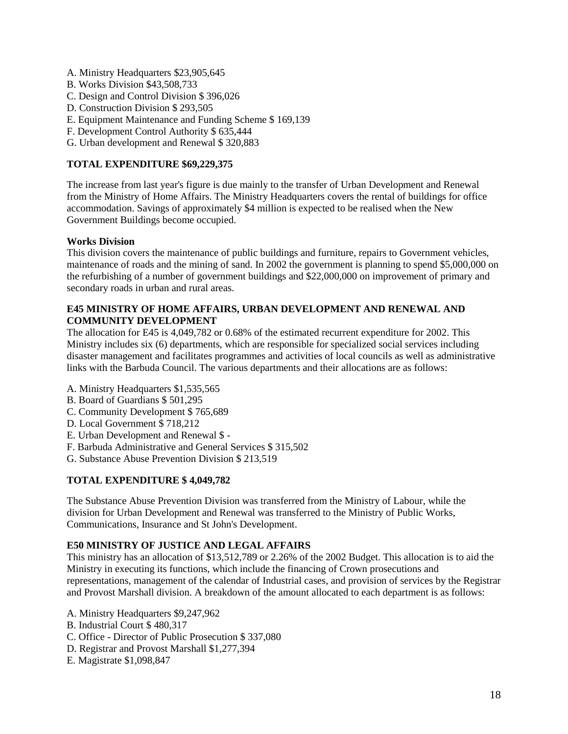A. Ministry Headquarters $23,905,645
B. Works Division $43,508,733
C. Design and Control Division $ 396,026
D. Construction Division $ 293,505
E. Equipment Maintenance and Funding Scheme $ 169,139
F. Development Control Authority $ 635,444
G. Urban development and Renewal $ 320,883

**TOTAL EXPENDITURE $69,229,375**

The increase from last year's figure is due mainly to the transfer of Urban Development and Renewal from the Ministry of Home Affairs. The Ministry Headquarters covers the rental of buildings for office accommodation. Savings of approximately $4 million is expected to be realised when the New Government Buildings become occupied.

**Works Division**
This division covers the maintenance of public buildings and furniture, repairs to Government vehicles, maintenance of roads and the mining of sand. In 2002 the government is planning to spend $5,000,000 on the refurbishing of a number of government buildings and $22,000,000 on improvement of primary and secondary roads in urban and rural areas.

**E45 MINISTRY OF HOME AFFAIRS, URBAN DEVELOPMENT AND RENEWAL AND COMMUNITY DEVELOPMENT**
The allocation for E45 is 4,049,782 or 0.68% of the estimated recurrent expenditure for 2002. This Ministry includes six (6) departments, which are responsible for specialized social services including disaster management and facilitates programmes and activities of local councils as well as administrative links with the Barbuda Council. The various departments and their allocations are as follows:

A. Ministry Headquarters $1,535,565
B. Board of Guardians $ 501,295
C. Community Development $ 765,689
D. Local Government $ 718,212
E. Urban Development and Renewal $ -
F. Barbuda Administrative and General Services $ 315,502
G. Substance Abuse Prevention Division $ 213,519

**TOTAL EXPENDITURE $ 4,049,782**

The Substance Abuse Prevention Division was transferred from the Ministry of Labour, while the division for Urban Development and Renewal was transferred to the Ministry of Public Works, Communications, Insurance and St John's Development.

**E50 MINISTRY OF JUSTICE AND LEGAL AFFAIRS**
This ministry has an allocation of $13,512,789 or 2.26% of the 2002 Budget. This allocation is to aid the Ministry in executing its functions, which include the financing of Crown prosecutions and representations, management of the calendar of Industrial cases, and provision of services by the Registrar and Provost Marshall division. A breakdown of the amount allocated to each department is as follows:

A. Ministry Headquarters $9,247,962
B. Industrial Court $ 480,317
C. Office - Director of Public Prosecution $ 337,080
D. Registrar and Provost Marshall $1,277,394
E. Magistrate $1,098,847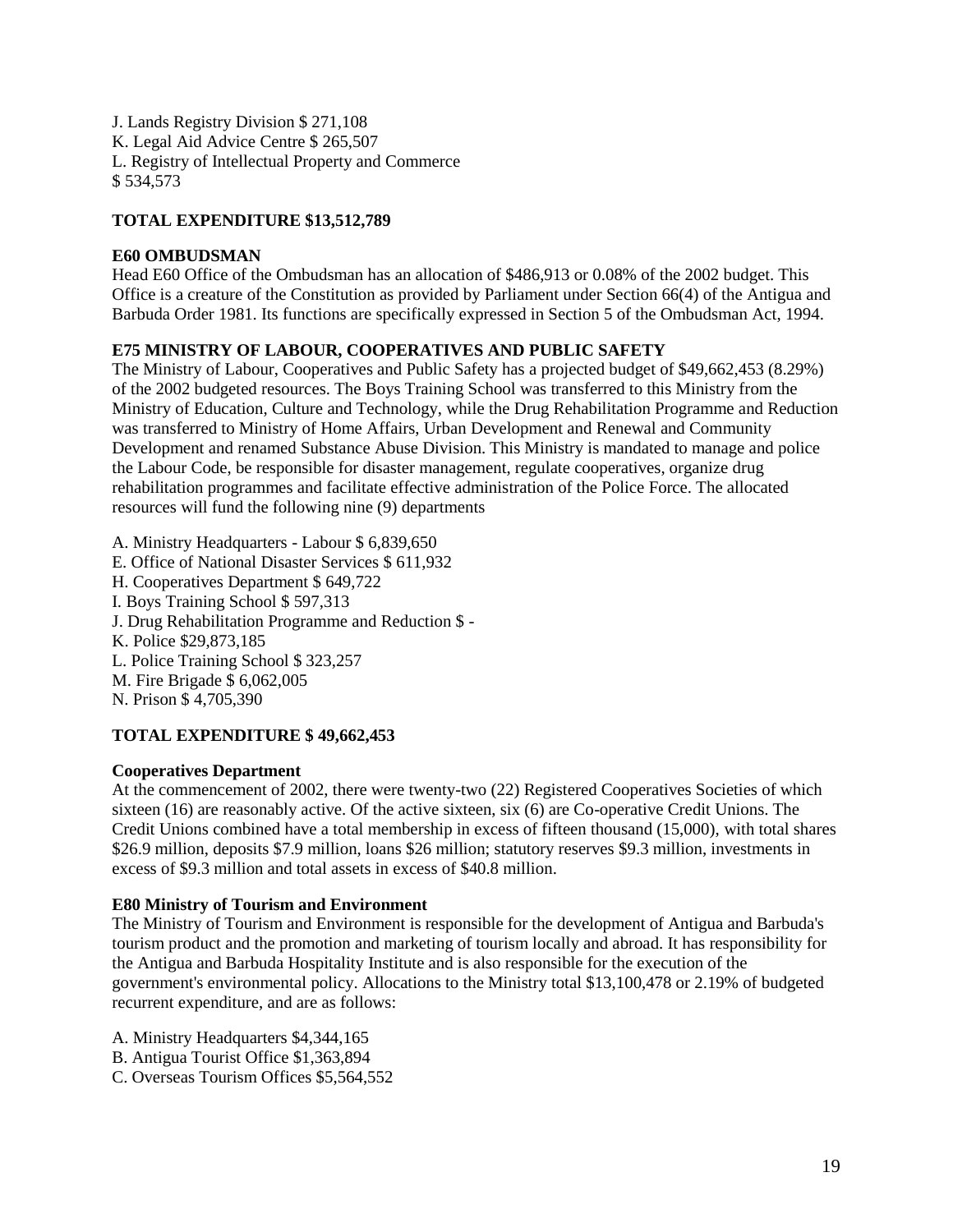J. Lands Registry Division $ 271,108
K. Legal Aid Advice Centre $ 265,507
L. Registry of Intellectual Property and Commerce
$ 534,573

**TOTAL EXPENDITURE $13,512,789**

**E60 OMBUDSMAN**

Head E60 Office of the Ombudsman has an allocation of $486,913 or 0.08% of the 2002 budget. This Office is a creature of the Constitution as provided by Parliament under Section 66(4) of the Antigua and Barbuda Order 1981. Its functions are specifically expressed in Section 5 of the Ombudsman Act, 1994.

**E75 MINISTRY OF LABOUR, COOPERATIVES AND PUBLIC SAFETY**

The Ministry of Labour, Cooperatives and Public Safety has a projected budget of $49,662,453 (8.29%) of the 2002 budgeted resources. The Boys Training School was transferred to this Ministry from the Ministry of Education, Culture and Technology, while the Drug Rehabilitation Programme and Reduction was transferred to Ministry of Home Affairs, Urban Development and Renewal and Community Development and renamed Substance Abuse Division. This Ministry is mandated to manage and police the Labour Code, be responsible for disaster management, regulate cooperatives, organize drug rehabilitation programmes and facilitate effective administration of the Police Force. The allocated resources will fund the following nine (9) departments

A. Ministry Headquarters - Labour $ 6,839,650
E. Office of National Disaster Services $ 611,932
H. Cooperatives Department $ 649,722
I. Boys Training School $ 597,313
J. Drug Rehabilitation Programme and Reduction $ -
K. Police $29,873,185
L. Police Training School $ 323,257
M. Fire Brigade $ 6,062,005
N. Prison $ 4,705,390

**TOTAL EXPENDITURE $ 49,662,453**

**Cooperatives Department**

At the commencement of 2002, there were twenty-two (22) Registered Cooperatives Societies of which sixteen (16) are reasonably active. Of the active sixteen, six (6) are Co-operative Credit Unions. The Credit Unions combined have a total membership in excess of fifteen thousand (15,000), with total shares $26.9 million, deposits $7.9 million, loans $26 million; statutory reserves $9.3 million, investments in excess of $9.3 million and total assets in excess of $40.8 million.

**E80 Ministry of Tourism and Environment**

The Ministry of Tourism and Environment is responsible for the development of Antigua and Barbuda's tourism product and the promotion and marketing of tourism locally and abroad. It has responsibility for the Antigua and Barbuda Hospitality Institute and is also responsible for the execution of the government's environmental policy. Allocations to the Ministry total $13,100,478 or 2.19% of budgeted recurrent expenditure, and are as follows:

A. Ministry Headquarters $4,344,165
B. Antigua Tourist Office $1,363,894
C. Overseas Tourism Offices $5,564,552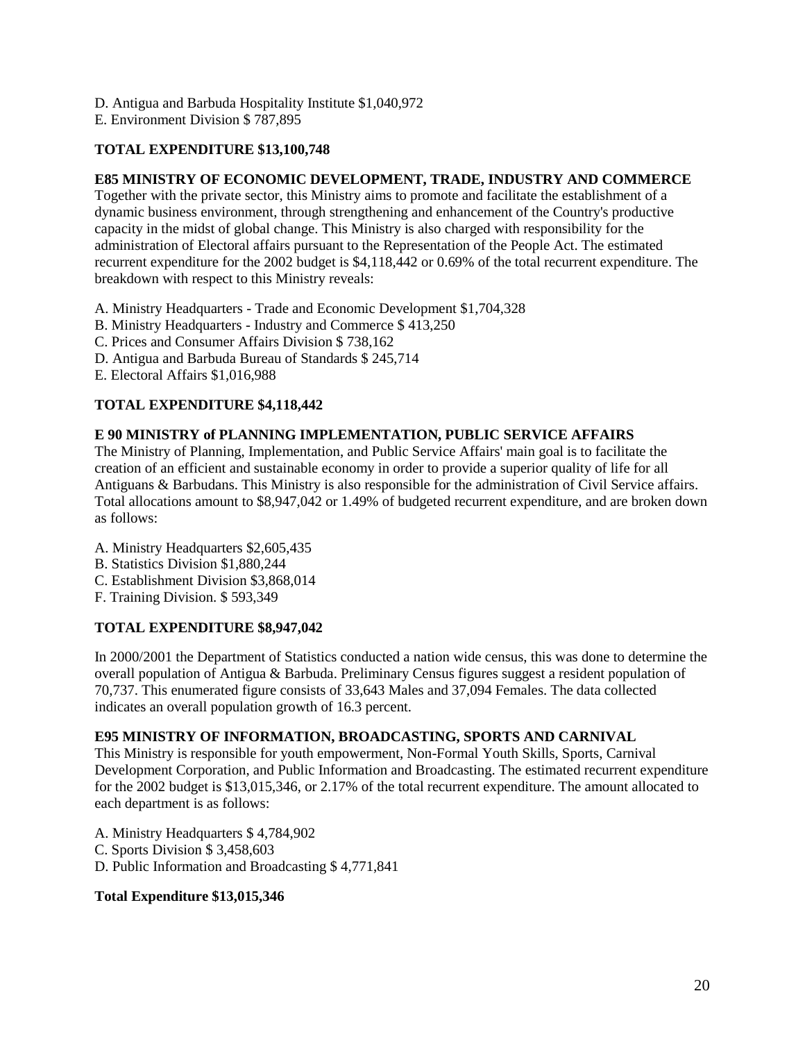D. Antigua and Barbuda Hospitality Institute $1,040,972
E. Environment Division $ 787,895

**TOTAL EXPENDITURE $13,100,748**

**E85 MINISTRY OF ECONOMIC DEVELOPMENT, TRADE, INDUSTRY AND COMMERCE**

Together with the private sector, this Ministry aims to promote and facilitate the establishment of a dynamic business environment, through strengthening and enhancement of the Country's productive capacity in the midst of global change. This Ministry is also charged with responsibility for the administration of Electoral affairs pursuant to the Representation of the People Act. The estimated recurrent expenditure for the 2002 budget is $4,118,442 or 0.69% of the total recurrent expenditure. The breakdown with respect to this Ministry reveals:

A. Ministry Headquarters - Trade and Economic Development $1,704,328
B. Ministry Headquarters - Industry and Commerce $ 413,250
C. Prices and Consumer Affairs Division $ 738,162
D. Antigua and Barbuda Bureau of Standards $ 245,714
E. Electoral Affairs $1,016,988

**TOTAL EXPENDITURE $4,118,442**

**E 90 MINISTRY of PLANNING IMPLEMENTATION, PUBLIC SERVICE AFFAIRS**

The Ministry of Planning, Implementation, and Public Service Affairs' main goal is to facilitate the creation of an efficient and sustainable economy in order to provide a superior quality of life for all Antiguans & Barbudans. This Ministry is also responsible for the administration of Civil Service affairs. Total allocations amount to $8,947,042 or 1.49% of budgeted recurrent expenditure, and are broken down as follows:

A. Ministry Headquarters $2,605,435
B. Statistics Division $1,880,244
C. Establishment Division $3,868,014
F. Training Division. $ 593,349

**TOTAL EXPENDITURE $8,947,042**

In 2000/2001 the Department of Statistics conducted a nation wide census, this was done to determine the overall population of Antigua & Barbuda. Preliminary Census figures suggest a resident population of 70,737. This enumerated figure consists of 33,643 Males and 37,094 Females. The data collected indicates an overall population growth of 16.3 percent.

**E95 MINISTRY OF INFORMATION, BROADCASTING, SPORTS AND CARNIVAL**

This Ministry is responsible for youth empowerment, Non-Formal Youth Skills, Sports, Carnival Development Corporation, and Public Information and Broadcasting. The estimated recurrent expenditure for the 2002 budget is $13,015,346, or 2.17% of the total recurrent expenditure. The amount allocated to each department is as follows:

A. Ministry Headquarters $ 4,784,902
C. Sports Division $ 3,458,603
D. Public Information and Broadcasting $ 4,771,841

**Total Expenditure $13,015,346**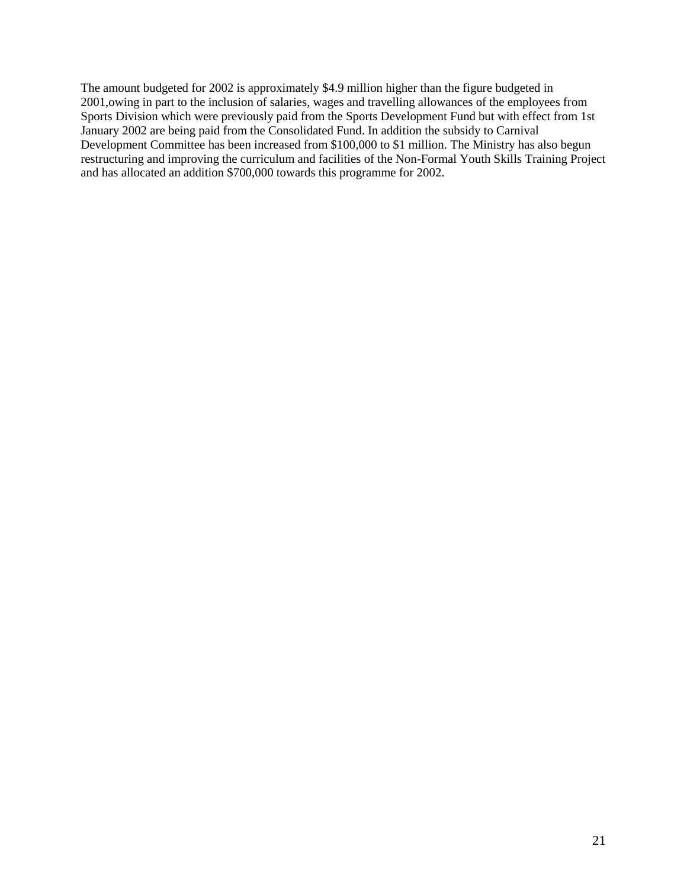The amount budgeted for 2002 is approximately $4.9 million higher than the figure budgeted in 2001,owing in part to the inclusion of salaries, wages and travelling allowances of the employees from Sports Division which were previously paid from the Sports Development Fund but with effect from 1st January 2002 are being paid from the Consolidated Fund. In addition the subsidy to Carnival Development Committee has been increased from $100,000 to $1 million. The Ministry has also begun restructuring and improving the curriculum and facilities of the Non-Formal Youth Skills Training Project and has allocated an addition $700,000 towards this programme for 2002.